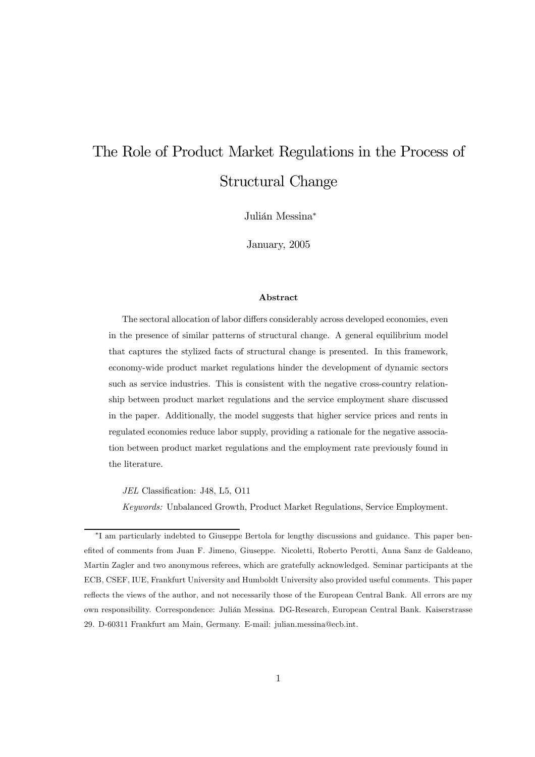# The Role of Product Market Regulations in the Process of Structural Change

Julián Messina[*]

January, 2005

### Abstract

The sectoral allocation of labor differs considerably across developed economies, even in the presence of similar patterns of structural change. A general equilibrium model that captures the stylized facts of structural change is presented. In this framework, economy-wide product market regulations hinder the development of dynamic sectors such as service industries. This is consistent with the negative cross-country relationship between product market regulations and the service employment share discussed in the paper. Additionally, the model suggests that higher service prices and rents in regulated economies reduce labor supply, providing a rationale for the negative association between product market regulations and the employment rate previously found in the literature.

*JEL* Classification: J48, L5, O11

*Keywords:* Unbalanced Growth, Product Market Regulations, Service Employment.

---

[*] I am particularly indebted to Giuseppe Bertola for lengthy discussions and guidance. This paper benefited of comments from Juan F. Jimeno, Giuseppe. Nicoletti, Roberto Perotti, Anna Sanz de Galdeano, Martin Zagler and two anonymous referees, which are gratefully acknowledged. Seminar participants at the ECB, CSEF, IUE, Frankfurt University and Humboldt University also provided useful comments. This paper reflects the views of the author, and not necessarily those of the European Central Bank. All errors are my own responsibility. Correspondence: Julián Messina. DG-Research, European Central Bank. Kaiserstrasse 29. D-60311 Frankfurt am Main, Germany. E-mail: julian.messina@ecb.int.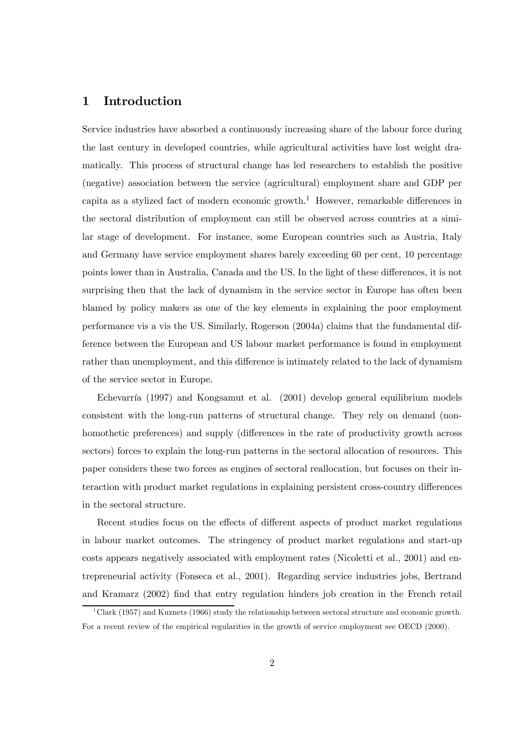# 1 Introduction

Service industries have absorbed a continuously increasing share of the labour force during the last century in developed countries, while agricultural activities have lost weight dramatically. This process of structural change has led researchers to establish the positive (negative) association between the service (agricultural) employment share and GDP per capita as a stylized fact of modern economic growth.[1] However, remarkable differences in the sectoral distribution of employment can still be observed across countries at a similar stage of development. For instance, some European countries such as Austria, Italy and Germany have service employment shares barely exceeding 60 per cent, 10 percentage points lower than in Australia, Canada and the US. In the light of these differences, it is not surprising then that the lack of dynamism in the service sector in Europe has often been blamed by policy makers as one of the key elements in explaining the poor employment performance vis a vis the US. Similarly, Rogerson (2004a) claims that the fundamental difference between the European and US labour market performance is found in employment rather than unemployment, and this difference is intimately related to the lack of dynamism of the service sector in Europe.

Echevarría (1997) and Kongsamut et al. (2001) develop general equilibrium models consistent with the long-run patterns of structural change. They rely on demand (nonhomothetic preferences) and supply (differences in the rate of productivity growth across sectors) forces to explain the long-run patterns in the sectoral allocation of resources. This paper considers these two forces as engines of sectoral reallocation, but focuses on their interaction with product market regulations in explaining persistent cross-country differences in the sectoral structure.

Recent studies focus on the effects of different aspects of product market regulations in labour market outcomes. The stringency of product market regulations and start-up costs appears negatively associated with employment rates (Nicoletti et al., 2001) and entrepreneurial activity (Fonseca et al., 2001). Regarding service industries jobs, Bertrand and Kramarz (2002) find that entry regulation hinders job creation in the French retail

[1] Clark (1957) and Kuznets (1966) study the relationship between sectoral structure and economic growth. For a recent review of the empirical regularities in the growth of service employment see OECD (2000).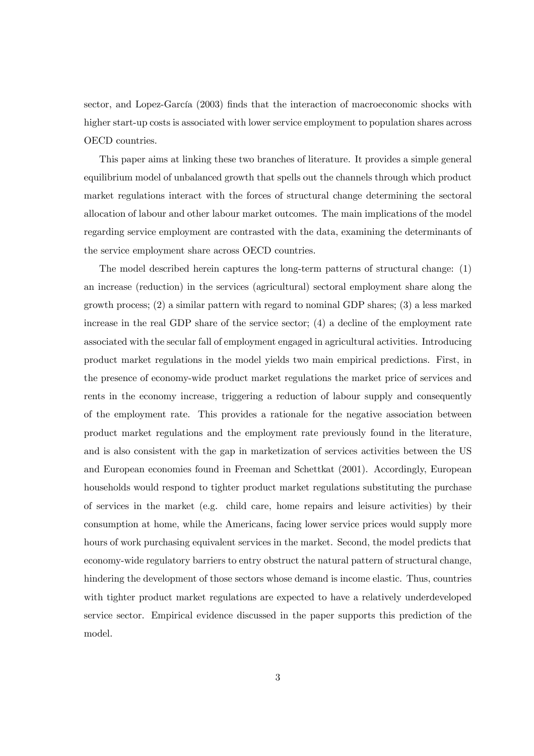sector, and Lopez-García (2003) finds that the interaction of macroeconomic shocks with higher start-up costs is associated with lower service employment to population shares across OECD countries.

This paper aims at linking these two branches of literature. It provides a simple general equilibrium model of unbalanced growth that spells out the channels through which product market regulations interact with the forces of structural change determining the sectoral allocation of labour and other labour market outcomes. The main implications of the model regarding service employment are contrasted with the data, examining the determinants of the service employment share across OECD countries.

The model described herein captures the long-term patterns of structural change: (1) an increase (reduction) in the services (agricultural) sectoral employment share along the growth process; (2) a similar pattern with regard to nominal GDP shares; (3) a less marked increase in the real GDP share of the service sector; (4) a decline of the employment rate associated with the secular fall of employment engaged in agricultural activities. Introducing product market regulations in the model yields two main empirical predictions. First, in the presence of economy-wide product market regulations the market price of services and rents in the economy increase, triggering a reduction of labour supply and consequently of the employment rate. This provides a rationale for the negative association between product market regulations and the employment rate previously found in the literature, and is also consistent with the gap in marketization of services activities between the US and European economies found in Freeman and Schettkat (2001). Accordingly, European households would respond to tighter product market regulations substituting the purchase of services in the market (e.g. child care, home repairs and leisure activities) by their consumption at home, while the Americans, facing lower service prices would supply more hours of work purchasing equivalent services in the market. Second, the model predicts that economy-wide regulatory barriers to entry obstruct the natural pattern of structural change, hindering the development of those sectors whose demand is income elastic. Thus, countries with tighter product market regulations are expected to have a relatively underdeveloped service sector. Empirical evidence discussed in the paper supports this prediction of the model.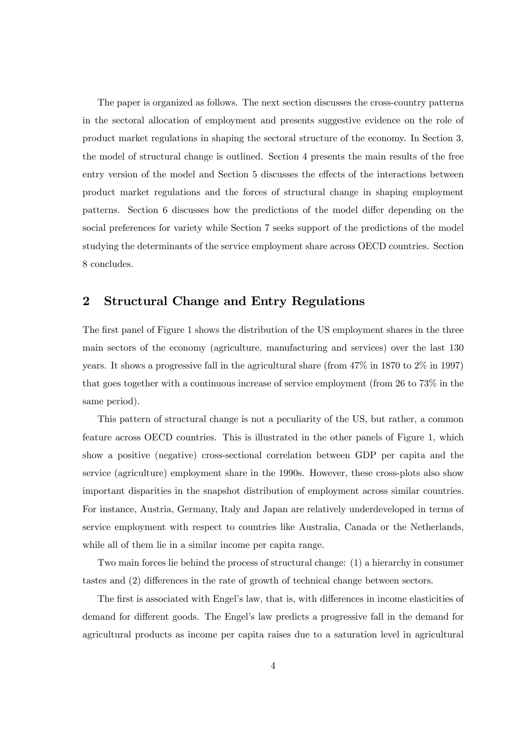The paper is organized as follows. The next section discusses the cross-country patterns in the sectoral allocation of employment and presents suggestive evidence on the role of product market regulations in shaping the sectoral structure of the economy. In Section 3, the model of structural change is outlined. Section 4 presents the main results of the free entry version of the model and Section 5 discusses the effects of the interactions between product market regulations and the forces of structural change in shaping employment patterns. Section 6 discusses how the predictions of the model differ depending on the social preferences for variety while Section 7 seeks support of the predictions of the model studying the determinants of the service employment share across OECD countries. Section 8 concludes.

## 2 Structural Change and Entry Regulations

The first panel of Figure 1 shows the distribution of the US employment shares in the three main sectors of the economy (agriculture, manufacturing and services) over the last 130 years. It shows a progressive fall in the agricultural share (from 47% in 1870 to 2% in 1997) that goes together with a continuous increase of service employment (from 26 to 73% in the same period).

This pattern of structural change is not a peculiarity of the US, but rather, a common feature across OECD countries. This is illustrated in the other panels of Figure 1, which show a positive (negative) cross-sectional correlation between GDP per capita and the service (agriculture) employment share in the 1990s. However, these cross-plots also show important disparities in the snapshot distribution of employment across similar countries. For instance, Austria, Germany, Italy and Japan are relatively underdeveloped in terms of service employment with respect to countries like Australia, Canada or the Netherlands, while all of them lie in a similar income per capita range.

Two main forces lie behind the process of structural change: (1) a hierarchy in consumer tastes and (2) differences in the rate of growth of technical change between sectors.

The first is associated with Engel's law, that is, with differences in income elasticities of demand for different goods. The Engel's law predicts a progressive fall in the demand for agricultural products as income per capita raises due to a saturation level in agricultural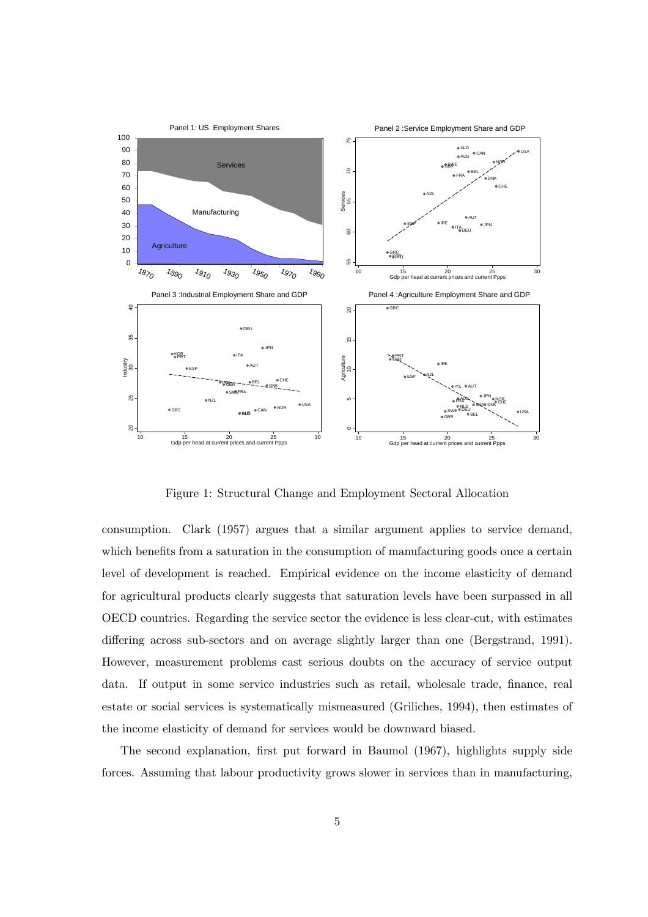Figure 1: Structural Change and Employment Sectoral Allocation

consumption. Clark (1957) argues that a similar argument applies to service demand, which benefits from a saturation in the consumption of manufacturing goods once a certain level of development is reached. Empirical evidence on the income elasticity of demand for agricultural products clearly suggests that saturation levels have been surpassed in all OECD countries. Regarding the service sector the evidence is less clear-cut, with estimates differing across sub-sectors and on average slightly larger than one (Bergstrand, 1991). However, measurement problems cast serious doubts on the accuracy of service output data. If output in some service industries such as retail, wholesale trade, finance, real estate or social services is systematically mismeasured (Griliches, 1994), then estimates of the income elasticity of demand for services would be downward biased.

The second explanation, first put forward in Baumol (1967), highlights supply side forces. Assuming that labour productivity grows slower in services than in manufacturing,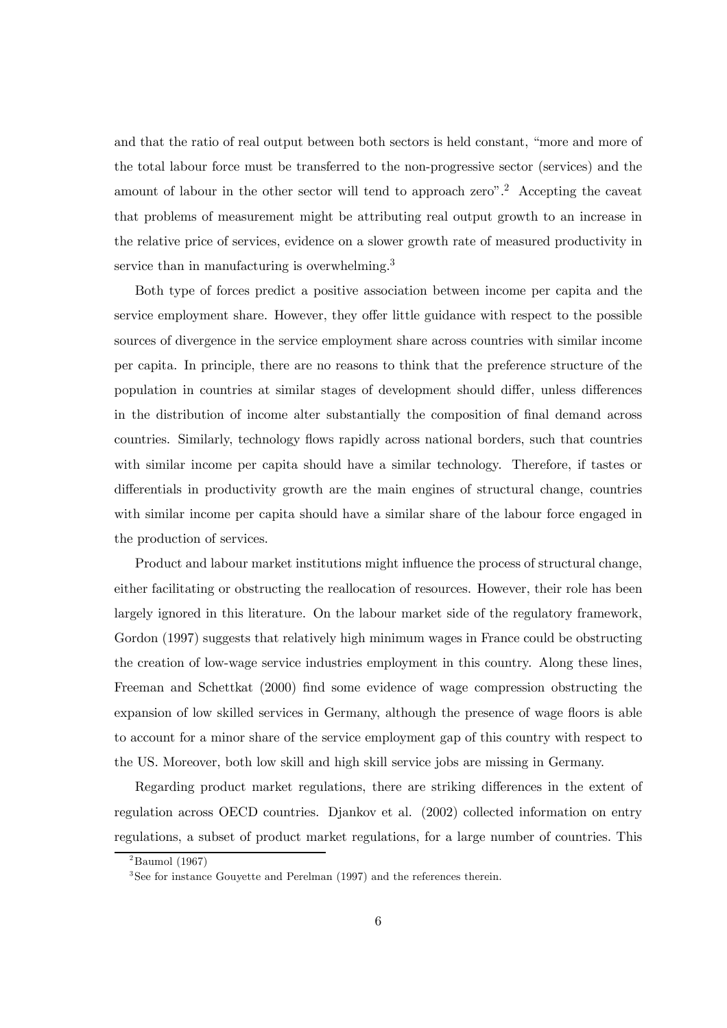and that the ratio of real output between both sectors is held constant, "more and more of the total labour force must be transferred to the non-progressive sector (services) and the amount of labour in the other sector will tend to approach zero".[2] Accepting the caveat that problems of measurement might be attributing real output growth to an increase in the relative price of services, evidence on a slower growth rate of measured productivity in service than in manufacturing is overwhelming.[3]

Both type of forces predict a positive association between income per capita and the service employment share. However, they offer little guidance with respect to the possible sources of divergence in the service employment share across countries with similar income per capita. In principle, there are no reasons to think that the preference structure of the population in countries at similar stages of development should differ, unless differences in the distribution of income alter substantially the composition of final demand across countries. Similarly, technology flows rapidly across national borders, such that countries with similar income per capita should have a similar technology. Therefore, if tastes or differentials in productivity growth are the main engines of structural change, countries with similar income per capita should have a similar share of the labour force engaged in the production of services.

Product and labour market institutions might influence the process of structural change, either facilitating or obstructing the reallocation of resources. However, their role has been largely ignored in this literature. On the labour market side of the regulatory framework, Gordon (1997) suggests that relatively high minimum wages in France could be obstructing the creation of low-wage service industries employment in this country. Along these lines, Freeman and Schettkat (2000) find some evidence of wage compression obstructing the expansion of low skilled services in Germany, although the presence of wage floors is able to account for a minor share of the service employment gap of this country with respect to the US. Moreover, both low skill and high skill service jobs are missing in Germany.

Regarding product market regulations, there are striking differences in the extent of regulation across OECD countries. Djankov et al. (2002) collected information on entry regulations, a subset of product market regulations, for a large number of countries. This

[2] Baumol (1967)

[3] See for instance Gouyette and Perelman (1997) and the references therein.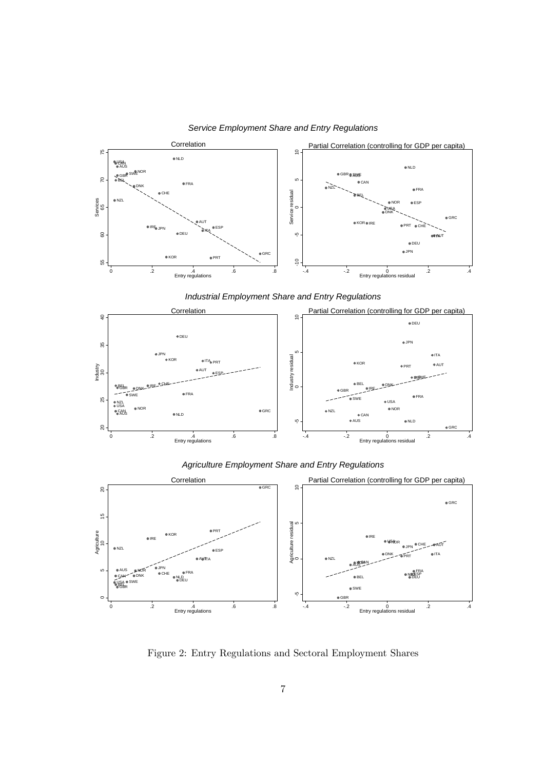Figure 2: Entry Regulations and Sectoral Employment Shares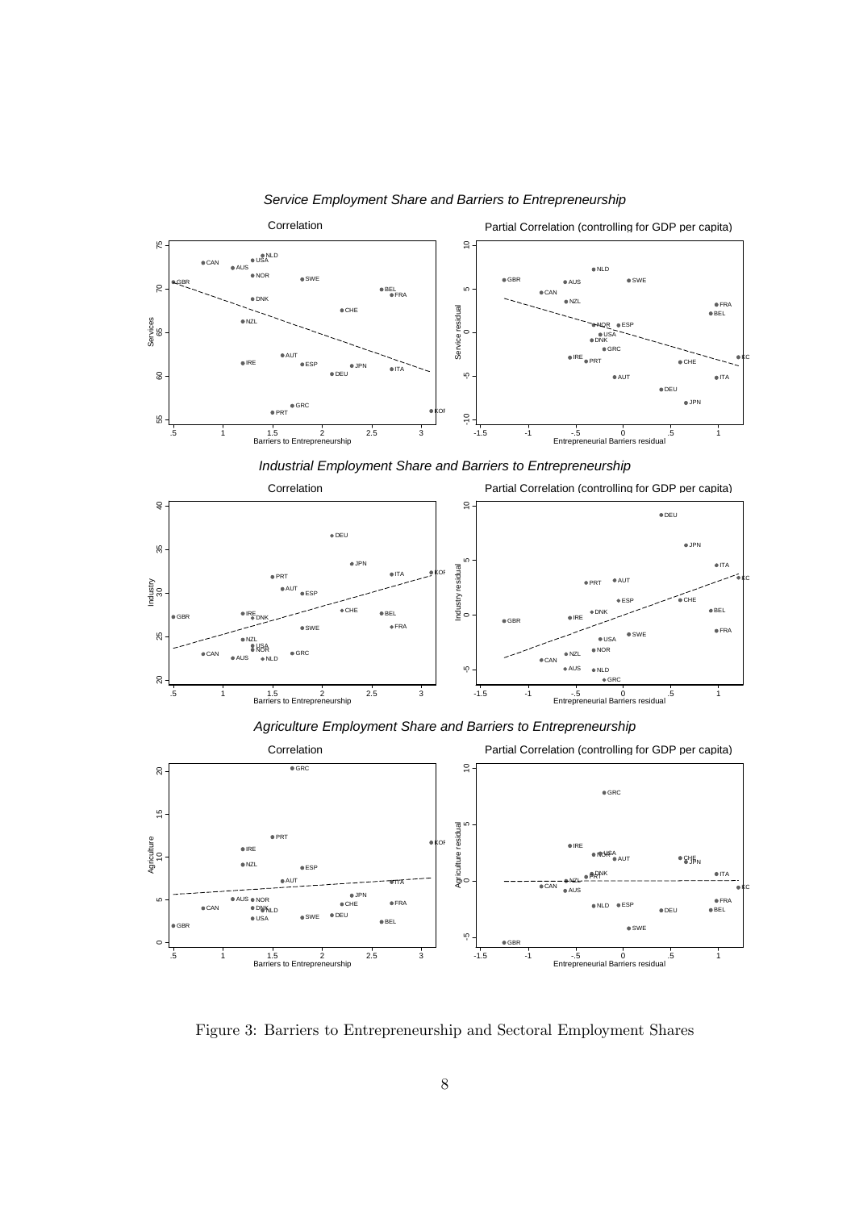*Service Employment Share and Barriers to Entrepreneurship*

*Industrial Employment Share and Barriers to Entrepreneurship*

*Agriculture Employment Share and Barriers to Entrepreneurship*

Figure 3: Barriers to Entrepreneurship and Sectoral Employment Shares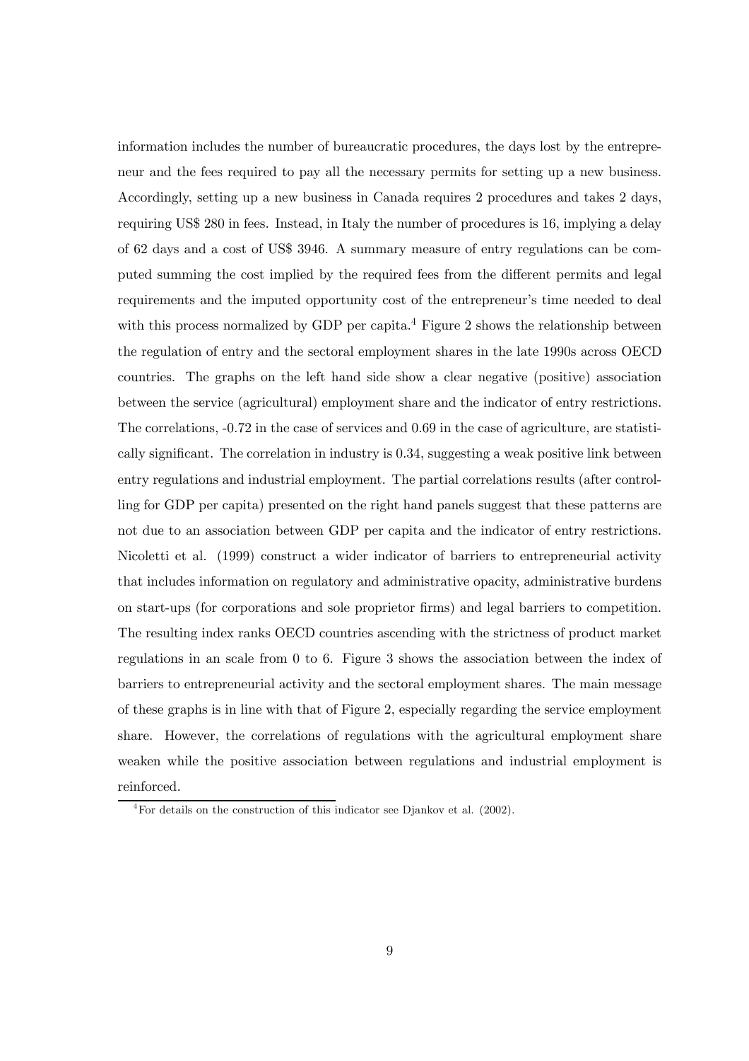information includes the number of bureaucratic procedures, the days lost by the entrepreneur and the fees required to pay all the necessary permits for setting up a new business. Accordingly, setting up a new business in Canada requires 2 procedures and takes 2 days, requiring US$ 280 in fees. Instead, in Italy the number of procedures is 16, implying a delay of 62 days and a cost of US$ 3946. A summary measure of entry regulations can be computed summing the cost implied by the required fees from the different permits and legal requirements and the imputed opportunity cost of the entrepreneur's time needed to deal with this process normalized by GDP per capita.[4] Figure 2 shows the relationship between the regulation of entry and the sectoral employment shares in the late 1990s across OECD countries. The graphs on the left hand side show a clear negative (positive) association between the service (agricultural) employment share and the indicator of entry restrictions. The correlations, -0.72 in the case of services and 0.69 in the case of agriculture, are statistically significant. The correlation in industry is 0.34, suggesting a weak positive link between entry regulations and industrial employment. The partial correlations results (after controlling for GDP per capita) presented on the right hand panels suggest that these patterns are not due to an association between GDP per capita and the indicator of entry restrictions. Nicoletti et al. (1999) construct a wider indicator of barriers to entrepreneurial activity that includes information on regulatory and administrative opacity, administrative burdens on start-ups (for corporations and sole proprietor firms) and legal barriers to competition. The resulting index ranks OECD countries ascending with the strictness of product market regulations in an scale from 0 to 6. Figure 3 shows the association between the index of barriers to entrepreneurial activity and the sectoral employment shares. The main message of these graphs is in line with that of Figure 2, especially regarding the service employment share. However, the correlations of regulations with the agricultural employment share weaken while the positive association between regulations and industrial employment is reinforced.

[4] For details on the construction of this indicator see Djankov et al. (2002).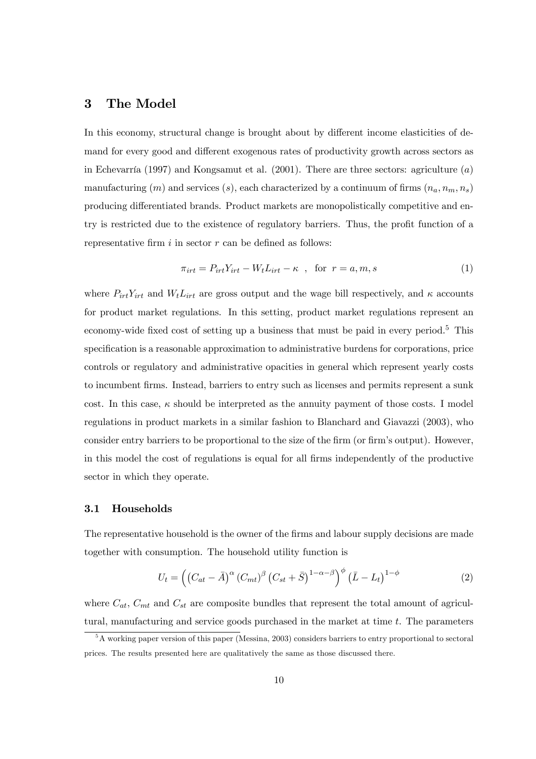## 3 The Model

In this economy, structural change is brought about by different income elasticities of demand for every good and different exogenous rates of productivity growth across sectors as in Echevarría (1997) and Kongsamut et al. (2001). There are three sectors: agriculture ($a$) manufacturing ($m$) and services ($s$), each characterized by a continuum of firms ($n_a, n_m, n_s$) producing differentiated brands. Product markets are monopolistically competitive and entry is restricted due to the existence of regulatory barriers. Thus, the profit function of a representative firm $i$ in sector $r$ can be defined as follows:

$$\pi_{irt} = P_{irt}Y_{irt} - W_t L_{irt} - \kappa \quad , \quad \text{for } r = a, m, s \tag{1}$$

where $P_{irt}Y_{irt}$ and $W_t L_{irt}$ are gross output and the wage bill respectively, and $\kappa$ accounts for product market regulations. In this setting, product market regulations represent an economy-wide fixed cost of setting up a business that must be paid in every period.[5] This specification is a reasonable approximation to administrative burdens for corporations, price controls or regulatory and administrative opacities in general which represent yearly costs to incumbent firms. Instead, barriers to entry such as licenses and permits represent a sunk cost. In this case, $\kappa$ should be interpreted as the annuity payment of those costs. I model regulations in product markets in a similar fashion to Blanchard and Giavazzi (2003), who consider entry barriers to be proportional to the size of the firm (or firm's output). However, in this model the cost of regulations is equal for all firms independently of the productive sector in which they operate.

### 3.1 Households

The representative household is the owner of the firms and labour supply decisions are made together with consumption. The household utility function is

$$U_t = \left( \left(C_{at} - \bar{A}\right)^{\alpha} \left(C_{mt}\right)^{\beta} \left(C_{st} + \bar{S}\right)^{1-\alpha-\beta} \right)^{\phi} \left(\bar{L} - L_t\right)^{1-\phi} \tag{2}$$

where $C_{at}$, $C_{mt}$ and $C_{st}$ are composite bundles that represent the total amount of agricultural, manufacturing and service goods purchased in the market at time $t$. The parameters

[5] A working paper version of this paper (Messina, 2003) considers barriers to entry proportional to sectoral prices. The results presented here are qualitatively the same as those discussed there.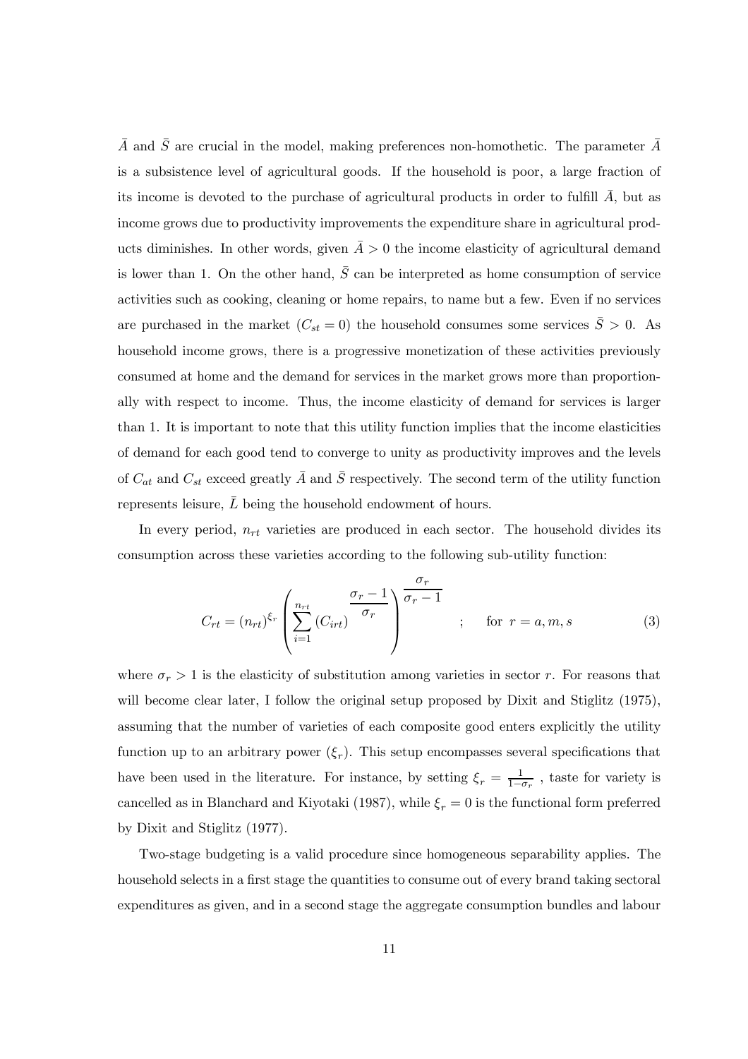$\bar{A}$ and $\bar{S}$ are crucial in the model, making preferences non-homothetic. The parameter $\bar{A}$ is a subsistence level of agricultural goods. If the household is poor, a large fraction of its income is devoted to the purchase of agricultural products in order to fulfill $\bar{A}$, but as income grows due to productivity improvements the expenditure share in agricultural products diminishes. In other words, given $\bar{A} > 0$ the income elasticity of agricultural demand is lower than 1. On the other hand, $\bar{S}$ can be interpreted as home consumption of service activities such as cooking, cleaning or home repairs, to name but a few. Even if no services are purchased in the market ($C_{st} = 0$) the household consumes some services $\bar{S} > 0$. As household income grows, there is a progressive monetization of these activities previously consumed at home and the demand for services in the market grows more than proportionally with respect to income. Thus, the income elasticity of demand for services is larger than 1. It is important to note that this utility function implies that the income elasticities of demand for each good tend to converge to unity as productivity improves and the levels of $C_{at}$ and $C_{st}$ exceed greatly $\bar{A}$ and $\bar{S}$ respectively. The second term of the utility function represents leisure, $\bar{L}$ being the household endowment of hours.

In every period, $n_{rt}$ varieties are produced in each sector. The household divides its consumption across these varieties according to the following sub-utility function:

$$C_{rt} = (n_{rt})^{\xi_r} \left( \sum_{i=1}^{n_{rt}} (C_{irt})^{\frac{\sigma_r - 1}{\sigma_r}} \right)^{\frac{\sigma_r}{\sigma_r - 1}} \quad ; \quad \text{for } r = a, m, s \tag{3}$$

where $\sigma_r > 1$ is the elasticity of substitution among varieties in sector $r$. For reasons that will become clear later, I follow the original setup proposed by Dixit and Stiglitz (1975), assuming that the number of varieties of each composite good enters explicitly the utility function up to an arbitrary power ($\xi_r$). This setup encompasses several specifications that have been used in the literature. For instance, by setting $\xi_r = \frac{1}{1-\sigma_r}$ , taste for variety is cancelled as in Blanchard and Kiyotaki (1987), while $\xi_r = 0$ is the functional form preferred by Dixit and Stiglitz (1977).

Two-stage budgeting is a valid procedure since homogeneous separability applies. The household selects in a first stage the quantities to consume out of every brand taking sectoral expenditures as given, and in a second stage the aggregate consumption bundles and labour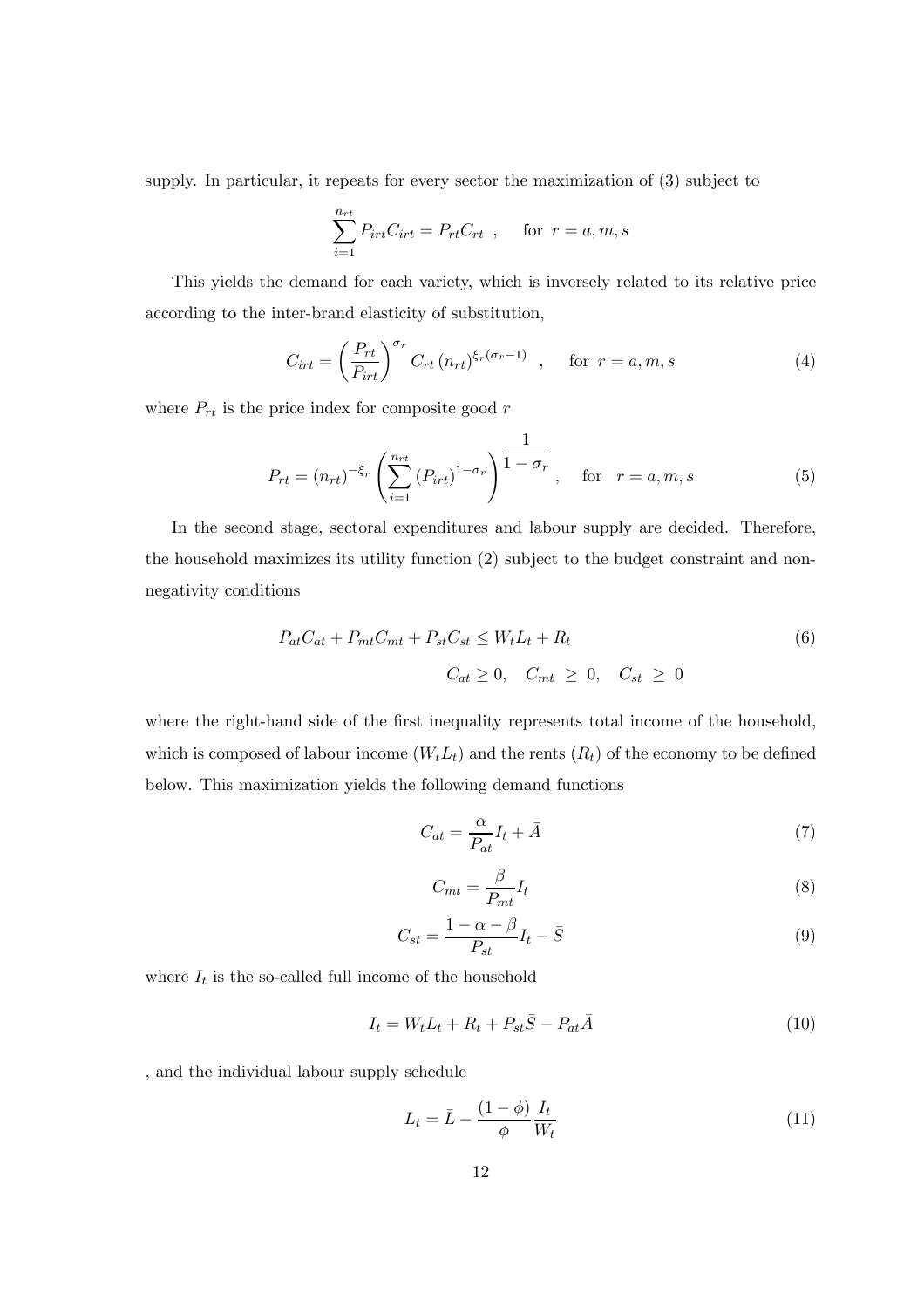supply. In particular, it repeats for every sector the maximization of (3) subject to

$$\sum_{i=1}^{n_{rt}} P_{irt} C_{irt} = P_{rt} C_{rt} \ , \qquad \text{for } r = a, m, s$$

This yields the demand for each variety, which is inversely related to its relative price according to the inter-brand elasticity of substitution,

$$C_{irt} = \left( \frac{P_{rt}}{P_{irt}} \right)^{\sigma_r} C_{rt} \left( n_{rt} \right)^{\xi_r (\sigma_r - 1)} \quad , \qquad \text{for } r = a, m, s \tag{4}$$

where $P_{rt}$ is the price index for composite good $r$

$$P_{rt} = \left( n_{rt} \right)^{-\xi_r} \left( \sum_{i=1}^{n_{rt}} \left( P_{irt} \right)^{1-\sigma_r} \right)^{\dfrac{1}{1-\sigma_r}} , \quad \text{for} \quad r = a, m, s \tag{5}$$

In the second stage, sectoral expenditures and labour supply are decided. Therefore, the household maximizes its utility function (2) subject to the budget constraint and non-negativity conditions

$$P_{at} C_{at} + P_{mt} C_{mt} + P_{st} C_{st} \leq W_t L_t + R_t \tag{6}$$

$$C_{at} \geq 0, \quad C_{mt} \ \geq \ 0, \quad C_{st} \ \geq \ 0$$

where the right-hand side of the first inequality represents total income of the household, which is composed of labour income ($W_t L_t$) and the rents ($R_t$) of the economy to be defined below. This maximization yields the following demand functions

$$C_{at} = \frac{\alpha}{P_{at}} I_t + \bar{A} \tag{7}$$

$$C_{mt} = \frac{\beta}{P_{mt}} I_t \tag{8}$$

$$C_{st} = \frac{1 - \alpha - \beta}{P_{st}} I_t - \bar{S} \tag{9}$$

where $I_t$ is the so-called full income of the household

$$I_t = W_t L_t + R_t + P_{st} \bar{S} - P_{at} \bar{A} \tag{10}$$

, and the individual labour supply schedule

$$L_t = \bar{L} - \frac{(1 - \phi)}{\phi} \frac{I_t}{W_t} \tag{11}$$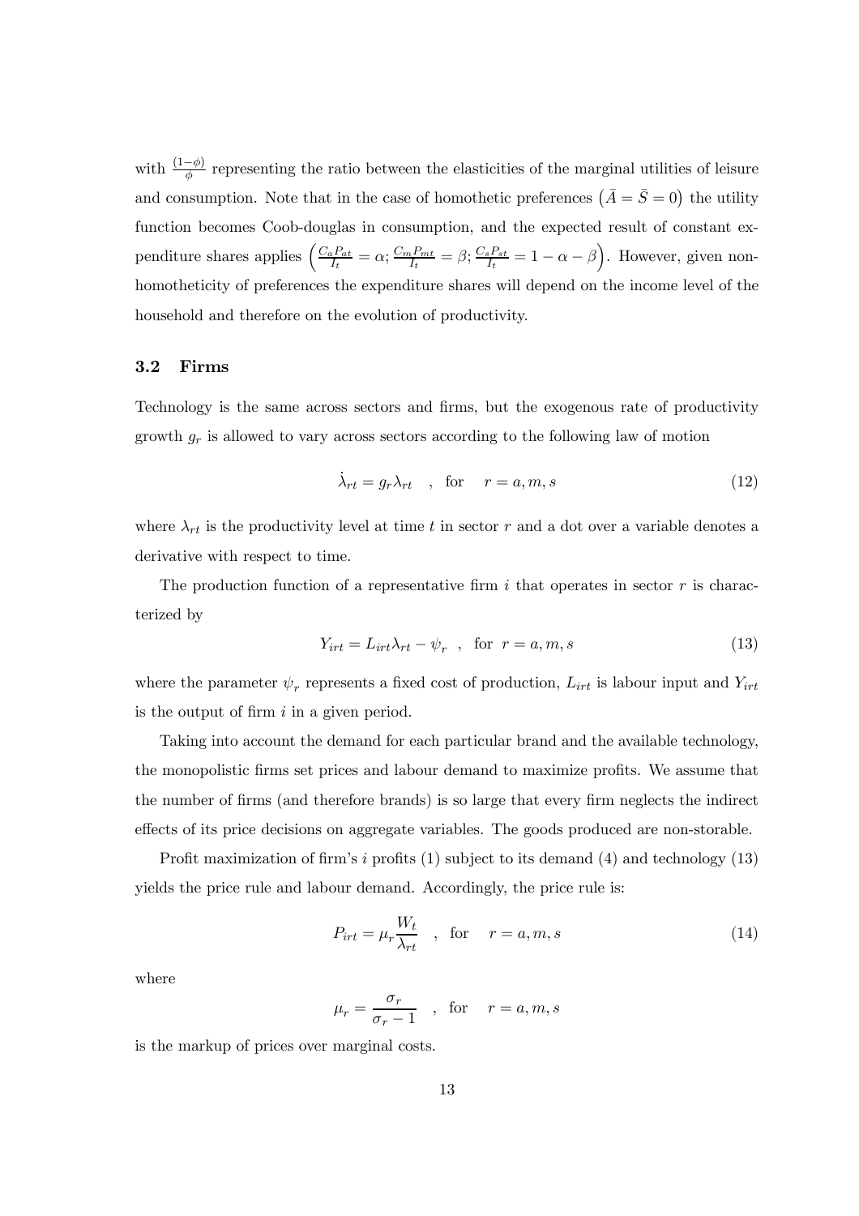with $\frac{(1-\phi)}{\phi}$ representing the ratio between the elasticities of the marginal utilities of leisure and consumption. Note that in the case of homothetic preferences $\left(\bar{A} = \bar{S} = 0\right)$ the utility function becomes Coob-douglas in consumption, and the expected result of constant expenditure shares applies $\left(\frac{C_a P_{at}}{I_t} = \alpha; \frac{C_m P_{mt}}{I_t} = \beta; \frac{C_s P_{st}}{I_t} = 1 - \alpha - \beta\right)$. However, given non-homotheticity of preferences the expenditure shares will depend on the income level of the household and therefore on the evolution of productivity.

### 3.2 Firms

Technology is the same across sectors and firms, but the exogenous rate of productivity growth $g_r$ is allowed to vary across sectors according to the following law of motion

$$\dot{\lambda}_{rt} = g_r \lambda_{rt} \quad , \quad \text{for} \quad r = a, m, s \tag{12}$$

where $\lambda_{rt}$ is the productivity level at time $t$ in sector $r$ and a dot over a variable denotes a derivative with respect to time.

The production function of a representative firm $i$ that operates in sector $r$ is characterized by

$$Y_{irt} = L_{irt} \lambda_{rt} - \psi_r \quad , \quad \text{for } r = a, m, s \tag{13}$$

where the parameter $\psi_r$ represents a fixed cost of production, $L_{irt}$ is labour input and $Y_{irt}$ is the output of firm $i$ in a given period.

Taking into account the demand for each particular brand and the available technology, the monopolistic firms set prices and labour demand to maximize profits. We assume that the number of firms (and therefore brands) is so large that every firm neglects the indirect effects of its price decisions on aggregate variables. The goods produced are non-storable.

Profit maximization of firm's $i$ profits (1) subject to its demand (4) and technology (13) yields the price rule and labour demand. Accordingly, the price rule is:

$$P_{irt} = \mu_r \frac{W_t}{\lambda_{rt}} \quad , \quad \text{for} \quad r = a, m, s \tag{14}$$

where

$$\mu_r = \frac{\sigma_r}{\sigma_r - 1} \quad , \quad \text{for} \quad r = a, m, s$$

is the markup of prices over marginal costs.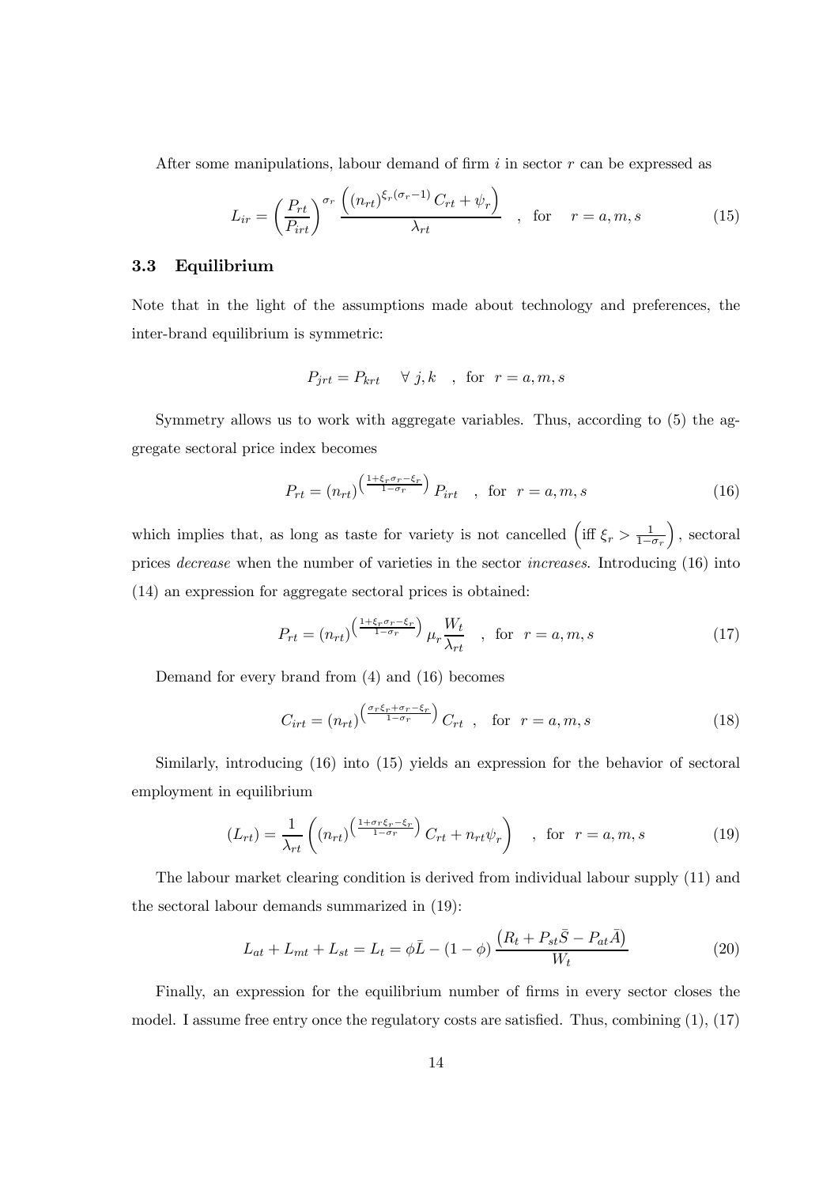After some manipulations, labour demand of firm $i$ in sector $r$ can be expressed as

$$L_{ir} = \left(\frac{P_{rt}}{P_{irt}}\right)^{\sigma_r} \frac{\left((n_{rt})^{\xi_r(\sigma_r-1)} C_{rt} + \psi_r\right)}{\lambda_{rt}} \quad , \text{ for } \quad r = a, m, s \tag{15}$$

### 3.3 Equilibrium

Note that in the light of the assumptions made about technology and preferences, the inter-brand equilibrium is symmetric:

$$P_{jrt} = P_{krt} \quad \forall \; j, k \quad , \text{ for } \; r = a, m, s$$

Symmetry allows us to work with aggregate variables. Thus, according to (5) the aggregate sectoral price index becomes

$$P_{rt} = (n_{rt})^{\left(\frac{1+\xi_r\sigma_r-\xi_r}{1-\sigma_r}\right)} P_{irt} \quad , \text{ for } \; r = a, m, s \tag{16}$$

which implies that, as long as taste for variety is not cancelled $\left(\text{iff } \xi_r > \frac{1}{1-\sigma_r}\right)$, sectoral prices *decrease* when the number of varieties in the sector *increases*. Introducing (16) into (14) an expression for aggregate sectoral prices is obtained:

$$P_{rt} = (n_{rt})^{\left(\frac{1+\xi_r\sigma_r-\xi_r}{1-\sigma_r}\right)} \mu_r \frac{W_t}{\lambda_{rt}} \quad , \text{ for } \; r = a, m, s \tag{17}$$

Demand for every brand from (4) and (16) becomes

$$C_{irt} = (n_{rt})^{\left(\frac{\sigma_r\xi_r+\sigma_r-\xi_r}{1-\sigma_r}\right)} C_{rt} \quad , \quad \text{for } \; r = a, m, s \tag{18}$$

Similarly, introducing (16) into (15) yields an expression for the behavior of sectoral employment in equilibrium

$$(L_{rt}) = \frac{1}{\lambda_{rt}} \left( (n_{rt})^{\left(\frac{1+\sigma_r\xi_r-\xi_r}{1-\sigma_r}\right)} C_{rt} + n_{rt}\psi_r \right) \quad , \text{ for } \; r = a, m, s \tag{19}$$

The labour market clearing condition is derived from individual labour supply (11) and the sectoral labour demands summarized in (19):

$$L_{at} + L_{mt} + L_{st} = L_t = \phi\bar{L} - (1-\phi)\frac{\left(R_t + P_{st}\bar{S} - P_{at}\bar{A}\right)}{W_t} \tag{20}$$

Finally, an expression for the equilibrium number of firms in every sector closes the model. I assume free entry once the regulatory costs are satisfied. Thus, combining (1), (17)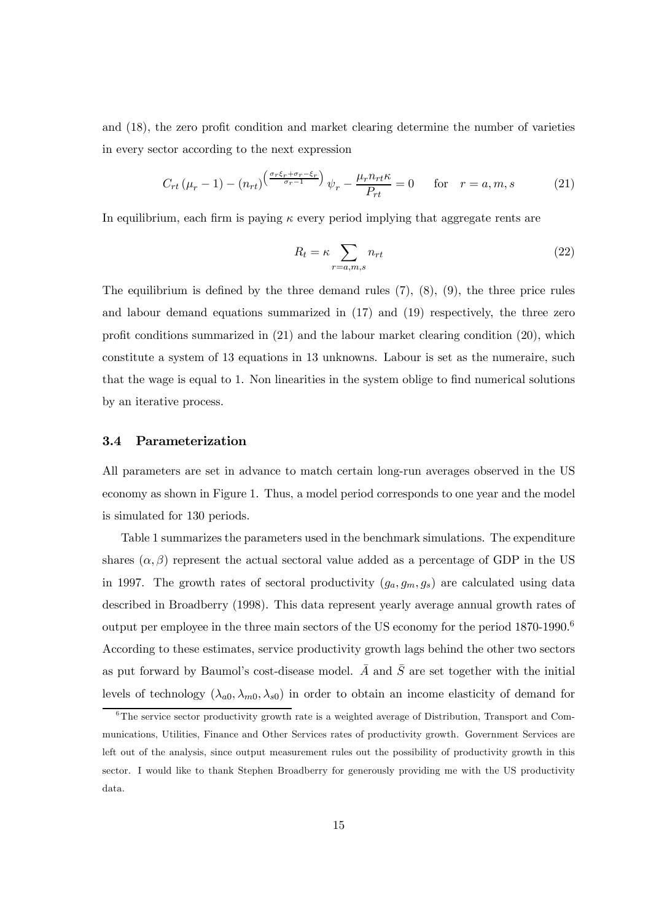and (18), the zero profit condition and market clearing determine the number of varieties in every sector according to the next expression

$$C_{rt}\left(\mu_r - 1\right) - \left(n_{rt}\right)^{\left(\frac{\sigma_r \xi_r + \sigma_r - \xi_r}{\sigma_r - 1}\right)} \psi_r - \frac{\mu_r n_{rt} \kappa}{P_{rt}} = 0 \qquad \text{for} \quad r = a, m, s \tag{21}$$

In equilibrium, each firm is paying $\kappa$ every period implying that aggregate rents are

$$R_t = \kappa \sum_{r=a,m,s} n_{rt} \tag{22}$$

The equilibrium is defined by the three demand rules (7), (8), (9), the three price rules and labour demand equations summarized in (17) and (19) respectively, the three zero profit conditions summarized in (21) and the labour market clearing condition (20), which constitute a system of 13 equations in 13 unknowns. Labour is set as the numeraire, such that the wage is equal to 1. Non linearities in the system oblige to find numerical solutions by an iterative process.

### 3.4 Parameterization

All parameters are set in advance to match certain long-run averages observed in the US economy as shown in Figure 1. Thus, a model period corresponds to one year and the model is simulated for 130 periods.

Table 1 summarizes the parameters used in the benchmark simulations. The expenditure shares $(\alpha, \beta)$ represent the actual sectoral value added as a percentage of GDP in the US in 1997. The growth rates of sectoral productivity $(g_a, g_m, g_s)$ are calculated using data described in Broadberry (1998). This data represent yearly average annual growth rates of output per employee in the three main sectors of the US economy for the period 1870-1990.[6] According to these estimates, service productivity growth lags behind the other two sectors as put forward by Baumol's cost-disease model. $\bar{A}$ and $\bar{S}$ are set together with the initial levels of technology $(\lambda_{a0}, \lambda_{m0}, \lambda_{s0})$ in order to obtain an income elasticity of demand for

[6] The service sector productivity growth rate is a weighted average of Distribution, Transport and Communications, Utilities, Finance and Other Services rates of productivity growth. Government Services are left out of the analysis, since output measurement rules out the possibility of productivity growth in this sector. I would like to thank Stephen Broadberry for generously providing me with the US productivity data.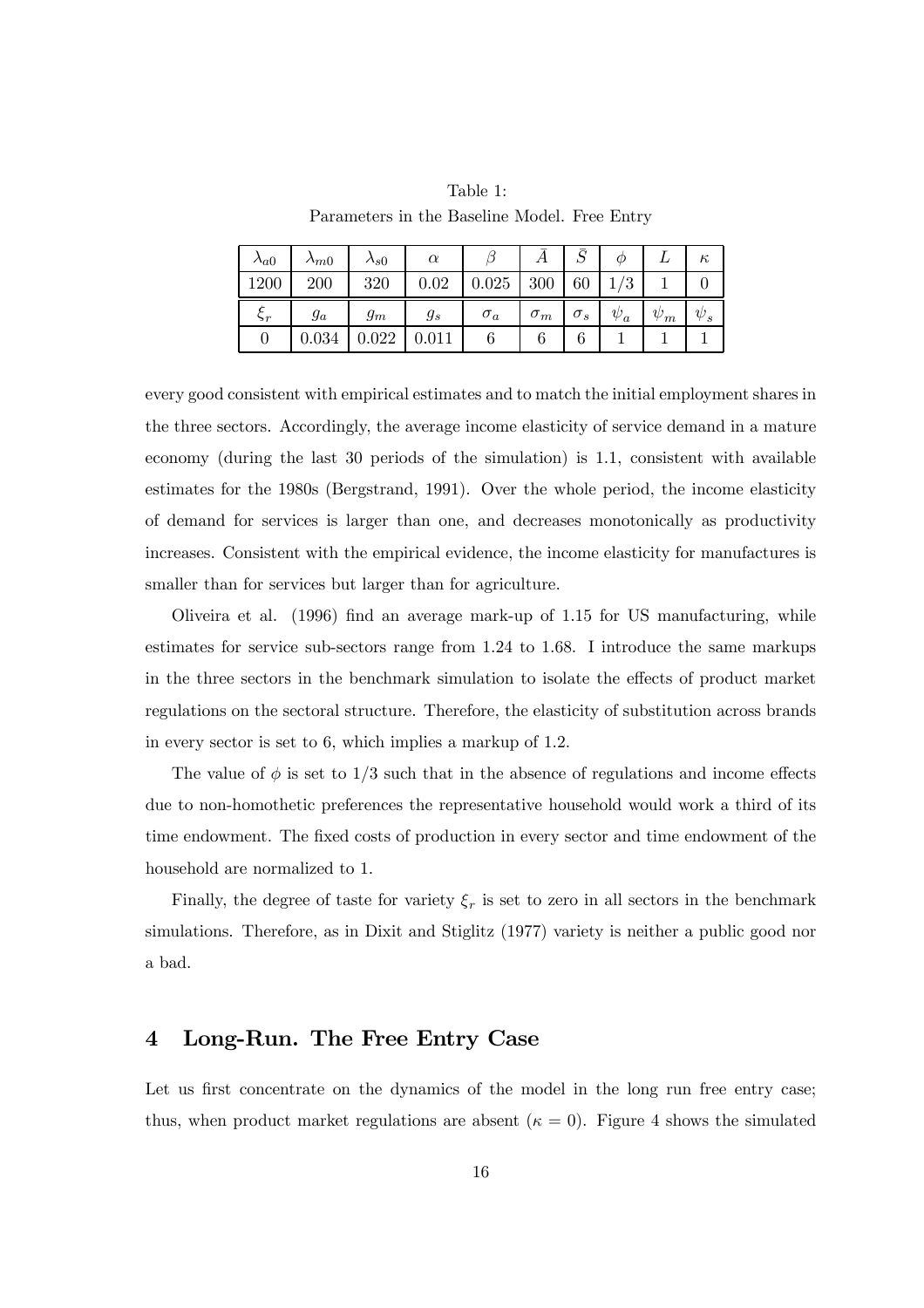Table 1:
Parameters in the Baseline Model. Free Entry

| $\lambda_{a0}$ | $\lambda_{m0}$ | $\lambda_{s0}$ | $\alpha$ | $\beta$ | $\bar{A}$ | $\bar{S}$ | $\phi$ | $L$ | $\kappa$ |
|---|---|---|---|---|---|---|---|---|---|
| 1200 | 200 | 320 | 0.02 | 0.025 | 300 | 60 | 1/3 | 1 | 0 |
| $\xi_r$ | $g_a$ | $g_m$ | $g_s$ | $\sigma_a$ | $\sigma_m$ | $\sigma_s$ | $\psi_a$ | $\psi_m$ | $\psi_s$ |
| 0 | 0.034 | 0.022 | 0.011 | 6 | 6 | 6 | 1 | 1 | 1 |

every good consistent with empirical estimates and to match the initial employment shares in the three sectors. Accordingly, the average income elasticity of service demand in a mature economy (during the last 30 periods of the simulation) is 1.1, consistent with available estimates for the 1980s (Bergstrand, 1991). Over the whole period, the income elasticity of demand for services is larger than one, and decreases monotonically as productivity increases. Consistent with the empirical evidence, the income elasticity for manufactures is smaller than for services but larger than for agriculture.

Oliveira et al. (1996) find an average mark-up of 1.15 for US manufacturing, while estimates for service sub-sectors range from 1.24 to 1.68. I introduce the same markups in the three sectors in the benchmark simulation to isolate the effects of product market regulations on the sectoral structure. Therefore, the elasticity of substitution across brands in every sector is set to 6, which implies a markup of 1.2.

The value of $\phi$ is set to 1/3 such that in the absence of regulations and income effects due to non-homothetic preferences the representative household would work a third of its time endowment. The fixed costs of production in every sector and time endowment of the household are normalized to 1.

Finally, the degree of taste for variety $\xi_r$ is set to zero in all sectors in the benchmark simulations. Therefore, as in Dixit and Stiglitz (1977) variety is neither a public good nor a bad.

## 4 Long-Run. The Free Entry Case

Let us first concentrate on the dynamics of the model in the long run free entry case; thus, when product market regulations are absent ($\kappa = 0$). Figure 4 shows the simulated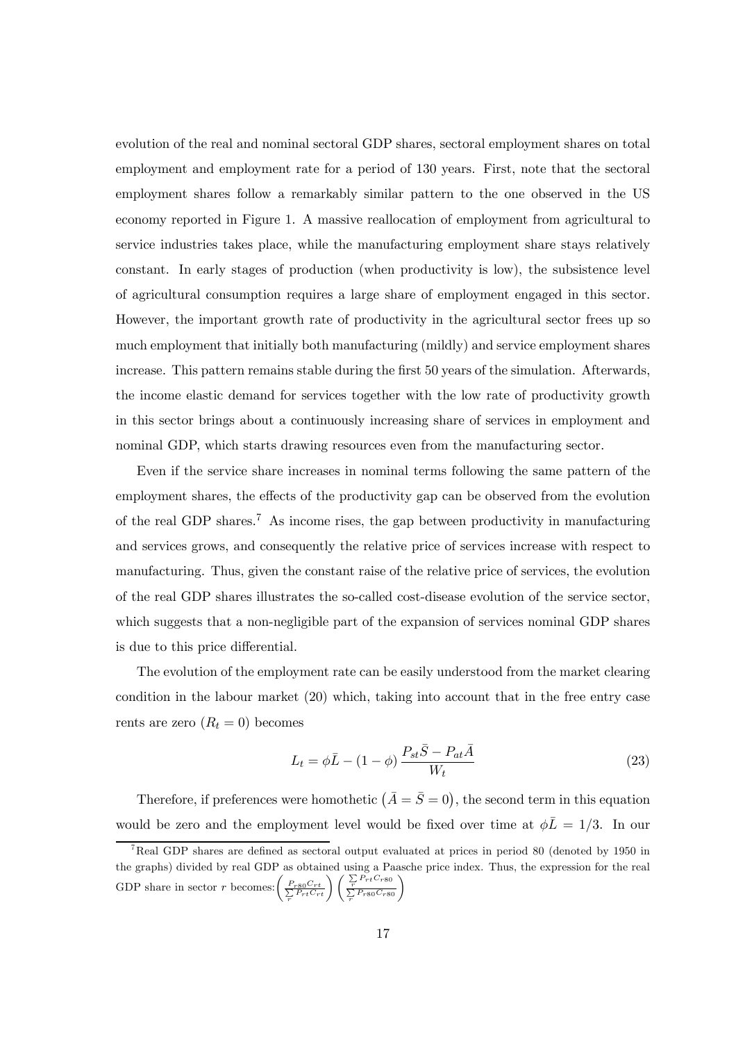evolution of the real and nominal sectoral GDP shares, sectoral employment shares on total employment and employment rate for a period of 130 years. First, note that the sectoral employment shares follow a remarkably similar pattern to the one observed in the US economy reported in Figure 1. A massive reallocation of employment from agricultural to service industries takes place, while the manufacturing employment share stays relatively constant. In early stages of production (when productivity is low), the subsistence level of agricultural consumption requires a large share of employment engaged in this sector. However, the important growth rate of productivity in the agricultural sector frees up so much employment that initially both manufacturing (mildly) and service employment shares increase. This pattern remains stable during the first 50 years of the simulation. Afterwards, the income elastic demand for services together with the low rate of productivity growth in this sector brings about a continuously increasing share of services in employment and nominal GDP, which starts drawing resources even from the manufacturing sector.

Even if the service share increases in nominal terms following the same pattern of the employment shares, the effects of the productivity gap can be observed from the evolution of the real GDP shares.[7] As income rises, the gap between productivity in manufacturing and services grows, and consequently the relative price of services increase with respect to manufacturing. Thus, given the constant raise of the relative price of services, the evolution of the real GDP shares illustrates the so-called cost-disease evolution of the service sector, which suggests that a non-negligible part of the expansion of services nominal GDP shares is due to this price differential.

The evolution of the employment rate can be easily understood from the market clearing condition in the labour market (20) which, taking into account that in the free entry case rents are zero ($R_t = 0$) becomes

$$L_t = \phi \bar{L} - (1 - \phi) \frac{P_{st}\bar{S} - P_{at}\bar{A}}{W_t} \tag{23}$$

Therefore, if preferences were homothetic $\left(\bar{A} = \bar{S} = 0\right)$, the second term in this equation would be zero and the employment level would be fixed over time at $\phi\bar{L} = 1/3$. In our

[7] Real GDP shares are defined as sectoral output evaluated at prices in period 80 (denoted by 1950 in the graphs) divided by real GDP as obtained using a Paasche price index. Thus, the expression for the real GDP share in sector $r$ becomes: $\left(\frac{P_{r80}C_{rt}}{\sum_r P_{rt}C_{rt}}\right)\left(\frac{\sum_r P_{rt}C_{r80}}{\sum_r P_{r80}C_{r80}}\right)$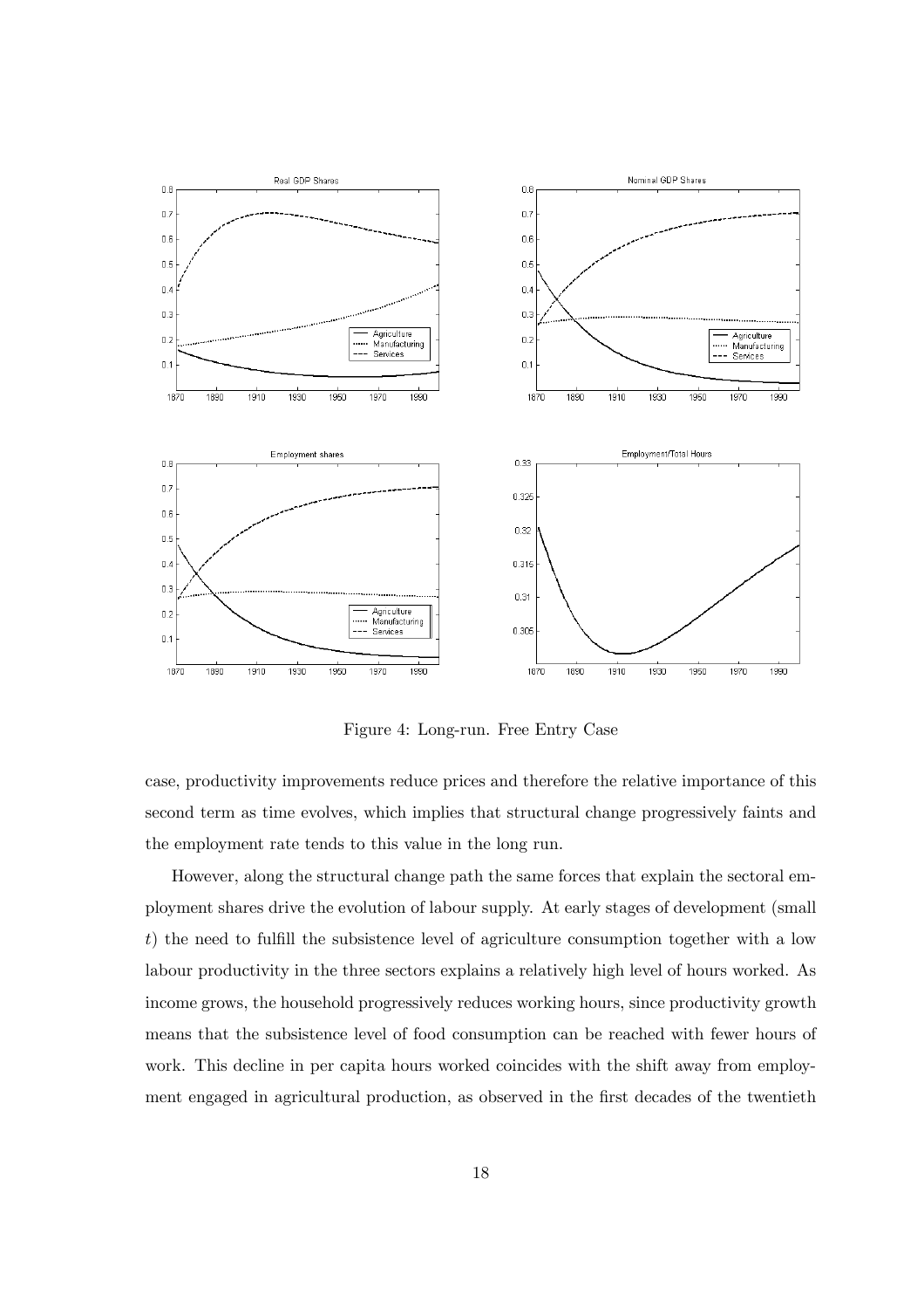Figure 4: Long-run. Free Entry Case

case, productivity improvements reduce prices and therefore the relative importance of this second term as time evolves, which implies that structural change progressively faints and the employment rate tends to this value in the long run.

However, along the structural change path the same forces that explain the sectoral employment shares drive the evolution of labour supply. At early stages of development (small $t$) the need to fulfill the subsistence level of agriculture consumption together with a low labour productivity in the three sectors explains a relatively high level of hours worked. As income grows, the household progressively reduces working hours, since productivity growth means that the subsistence level of food consumption can be reached with fewer hours of work. This decline in per capita hours worked coincides with the shift away from employment engaged in agricultural production, as observed in the first decades of the twentieth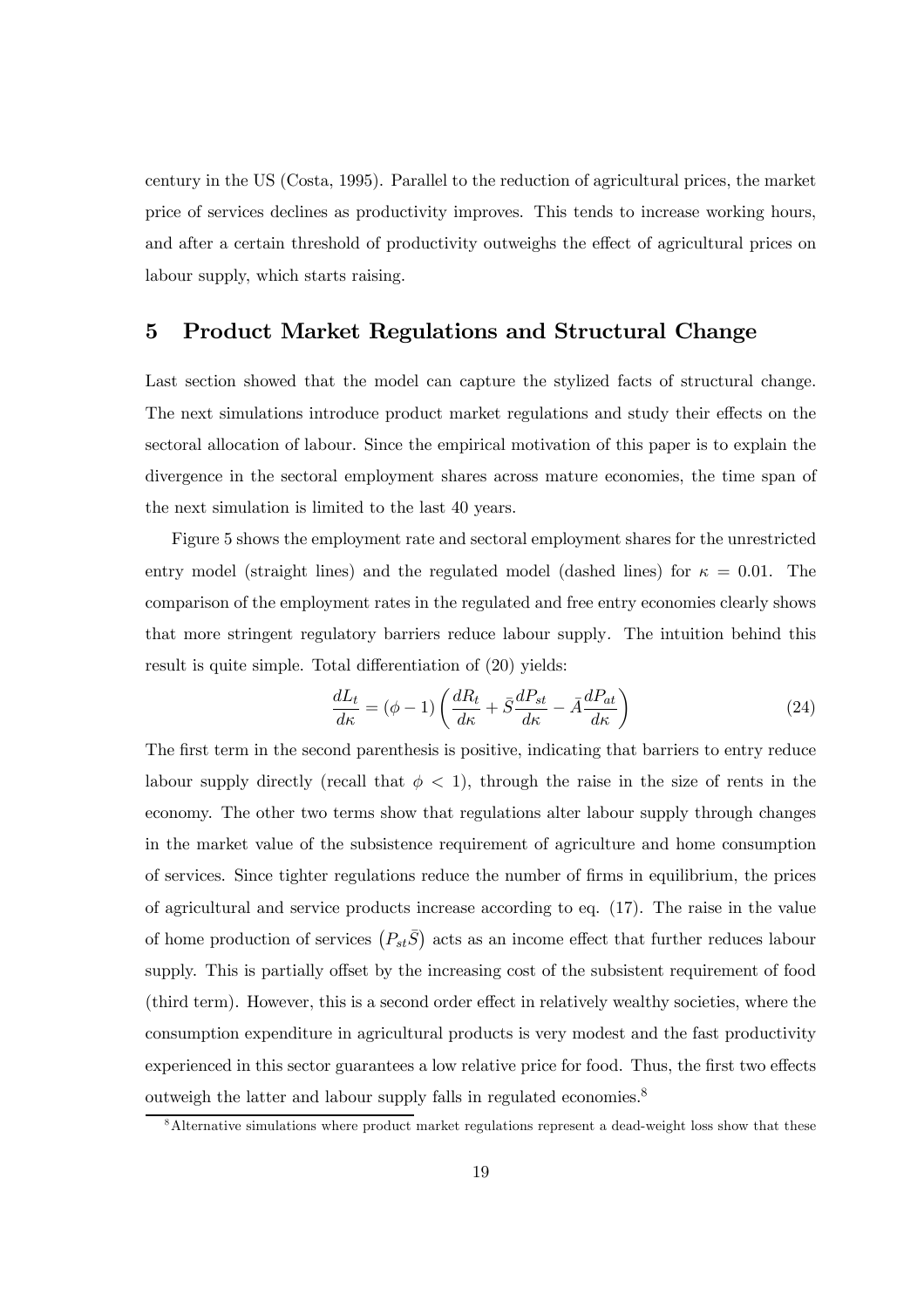century in the US (Costa, 1995). Parallel to the reduction of agricultural prices, the market price of services declines as productivity improves. This tends to increase working hours, and after a certain threshold of productivity outweighs the effect of agricultural prices on labour supply, which starts raising.

## 5 Product Market Regulations and Structural Change

Last section showed that the model can capture the stylized facts of structural change. The next simulations introduce product market regulations and study their effects on the sectoral allocation of labour. Since the empirical motivation of this paper is to explain the divergence in the sectoral employment shares across mature economies, the time span of the next simulation is limited to the last 40 years.

Figure 5 shows the employment rate and sectoral employment shares for the unrestricted entry model (straight lines) and the regulated model (dashed lines) for $\kappa = 0.01$. The comparison of the employment rates in the regulated and free entry economies clearly shows that more stringent regulatory barriers reduce labour supply. The intuition behind this result is quite simple. Total differentiation of (20) yields:

$$\frac{dL_t}{d\kappa} = (\phi - 1)\left(\frac{dR_t}{d\kappa} + \bar{S}\frac{dP_{st}}{d\kappa} - \bar{A}\frac{dP_{at}}{d\kappa}\right) \tag{24}$$

The first term in the second parenthesis is positive, indicating that barriers to entry reduce labour supply directly (recall that $\phi < 1$), through the raise in the size of rents in the economy. The other two terms show that regulations alter labour supply through changes in the market value of the subsistence requirement of agriculture and home consumption of services. Since tighter regulations reduce the number of firms in equilibrium, the prices of agricultural and service products increase according to eq. (17). The raise in the value of home production of services $\left(P_{st}\bar{S}\right)$ acts as an income effect that further reduces labour supply. This is partially offset by the increasing cost of the subsistent requirement of food (third term). However, this is a second order effect in relatively wealthy societies, where the consumption expenditure in agricultural products is very modest and the fast productivity experienced in this sector guarantees a low relative price for food. Thus, the first two effects outweigh the latter and labour supply falls in regulated economies.[8]

[8] Alternative simulations where product market regulations represent a dead-weight loss show that these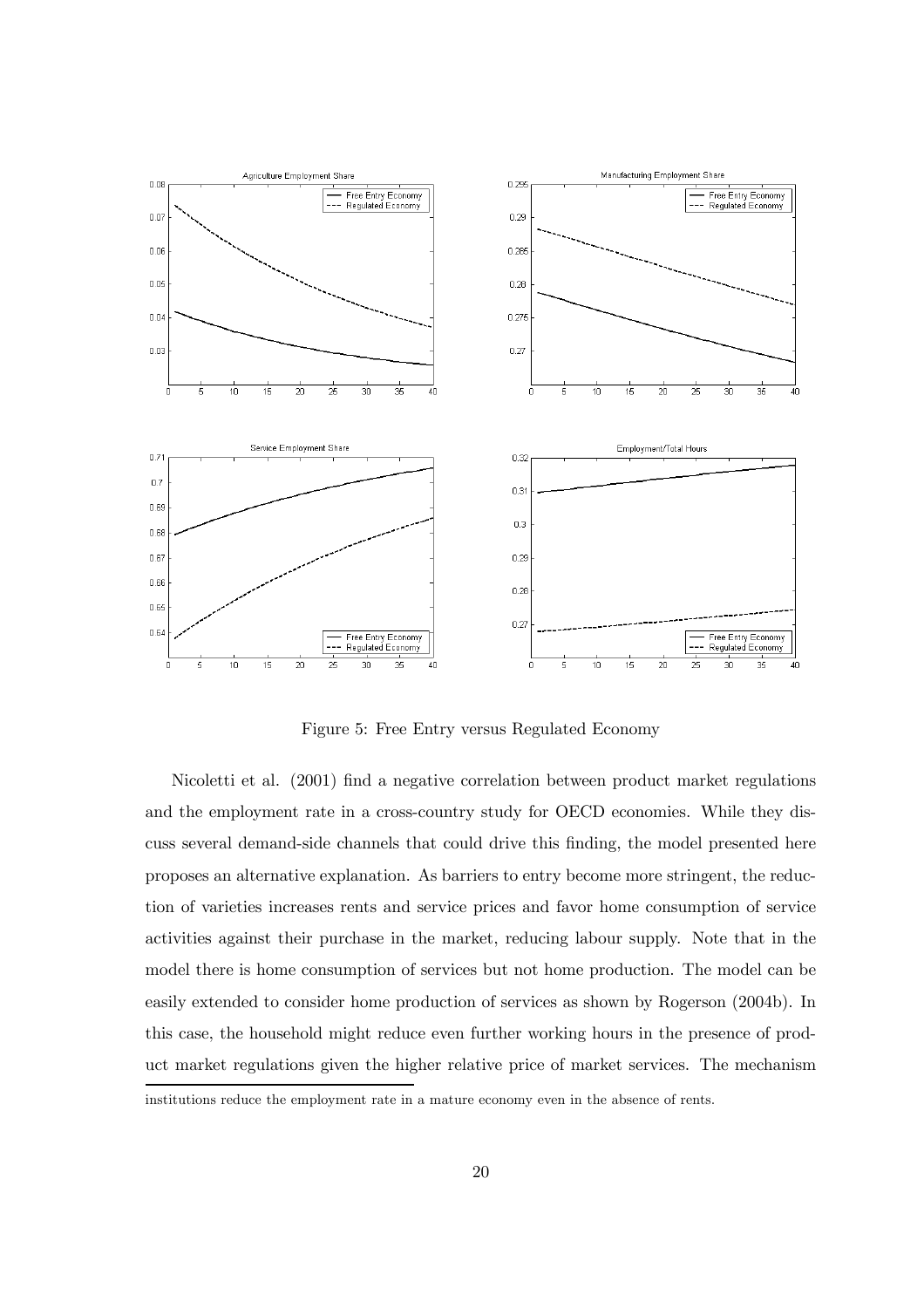Figure 5: Free Entry versus Regulated Economy

Nicoletti et al. (2001) find a negative correlation between product market regulations and the employment rate in a cross-country study for OECD economies. While they discuss several demand-side channels that could drive this finding, the model presented here proposes an alternative explanation. As barriers to entry become more stringent, the reduction of varieties increases rents and service prices and favor home consumption of service activities against their purchase in the market, reducing labour supply. Note that in the model there is home consumption of services but not home production. The model can be easily extended to consider home production of services as shown by Rogerson (2004b). In this case, the household might reduce even further working hours in the presence of product market regulations given the higher relative price of market services. The mechanism

institutions reduce the employment rate in a mature economy even in the absence of rents.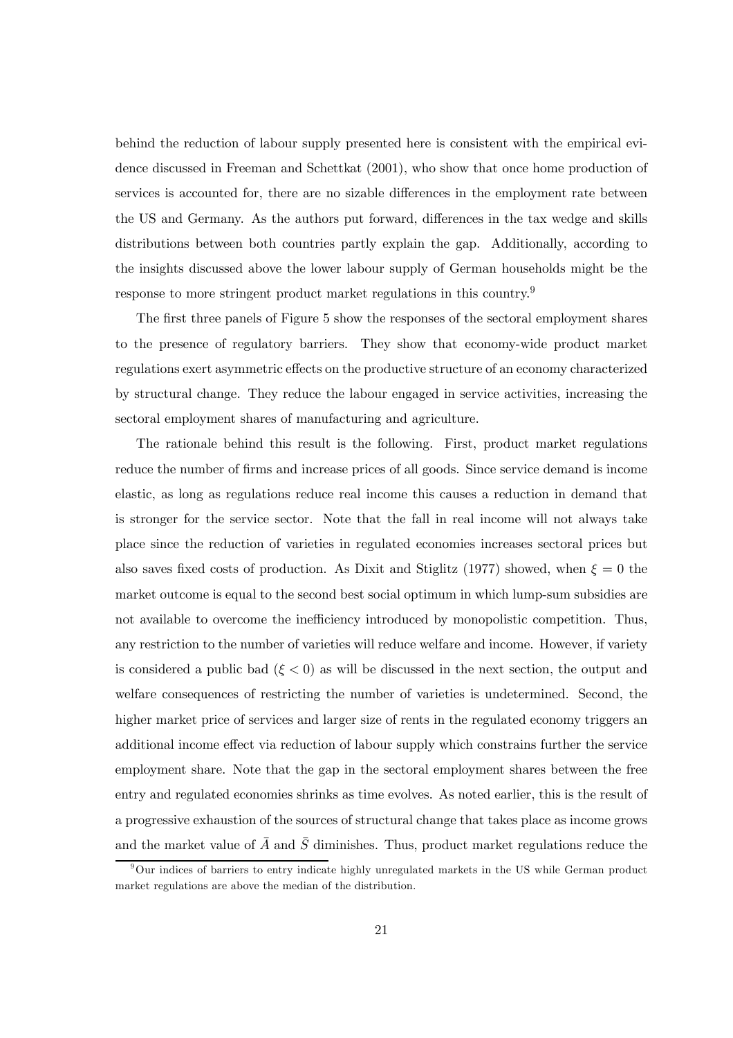behind the reduction of labour supply presented here is consistent with the empirical evidence discussed in Freeman and Schettkat (2001), who show that once home production of services is accounted for, there are no sizable differences in the employment rate between the US and Germany. As the authors put forward, differences in the tax wedge and skills distributions between both countries partly explain the gap. Additionally, according to the insights discussed above the lower labour supply of German households might be the response to more stringent product market regulations in this country.[9]

The first three panels of Figure 5 show the responses of the sectoral employment shares to the presence of regulatory barriers. They show that economy-wide product market regulations exert asymmetric effects on the productive structure of an economy characterized by structural change. They reduce the labour engaged in service activities, increasing the sectoral employment shares of manufacturing and agriculture.

The rationale behind this result is the following. First, product market regulations reduce the number of firms and increase prices of all goods. Since service demand is income elastic, as long as regulations reduce real income this causes a reduction in demand that is stronger for the service sector. Note that the fall in real income will not always take place since the reduction of varieties in regulated economies increases sectoral prices but also saves fixed costs of production. As Dixit and Stiglitz (1977) showed, when $\xi = 0$ the market outcome is equal to the second best social optimum in which lump-sum subsidies are not available to overcome the inefficiency introduced by monopolistic competition. Thus, any restriction to the number of varieties will reduce welfare and income. However, if variety is considered a public bad ($\xi < 0$) as will be discussed in the next section, the output and welfare consequences of restricting the number of varieties is undetermined. Second, the higher market price of services and larger size of rents in the regulated economy triggers an additional income effect via reduction of labour supply which constrains further the service employment share. Note that the gap in the sectoral employment shares between the free entry and regulated economies shrinks as time evolves. As noted earlier, this is the result of a progressive exhaustion of the sources of structural change that takes place as income grows and the market value of $\bar{A}$ and $\bar{S}$ diminishes. Thus, product market regulations reduce the

[9] Our indices of barriers to entry indicate highly unregulated markets in the US while German product market regulations are above the median of the distribution.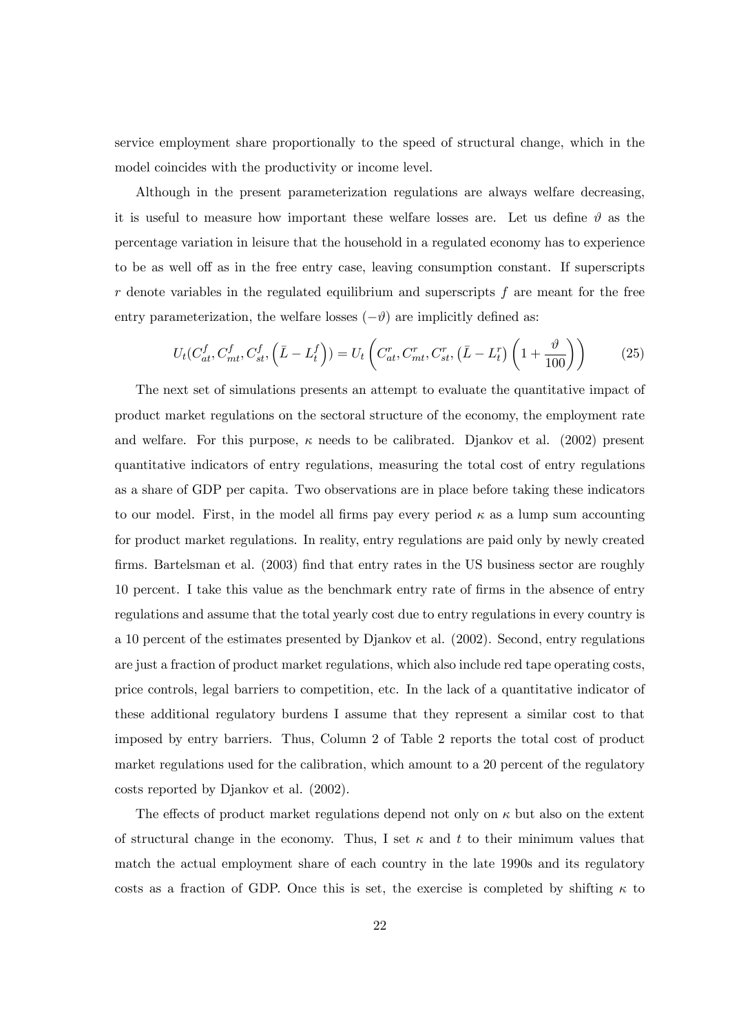service employment share proportionally to the speed of structural change, which in the model coincides with the productivity or income level.

Although in the present parameterization regulations are always welfare decreasing, it is useful to measure how important these welfare losses are. Let us define $\vartheta$ as the percentage variation in leisure that the household in a regulated economy has to experience to be as well off as in the free entry case, leaving consumption constant. If superscripts $r$ denote variables in the regulated equilibrium and superscripts $f$ are meant for the free entry parameterization, the welfare losses $(-\vartheta)$ are implicitly defined as:

$$U_t(C_{at}^f, C_{mt}^f, C_{st}^f, \left(\bar{L} - L_t^f\right)) = U_t\left(C_{at}^r, C_{mt}^r, C_{st}^r, \left(\bar{L} - L_t^r\right)\left(1 + \frac{\vartheta}{100}\right)\right) \tag{25}$$

The next set of simulations presents an attempt to evaluate the quantitative impact of product market regulations on the sectoral structure of the economy, the employment rate and welfare. For this purpose, $\kappa$ needs to be calibrated. Djankov et al. (2002) present quantitative indicators of entry regulations, measuring the total cost of entry regulations as a share of GDP per capita. Two observations are in place before taking these indicators to our model. First, in the model all firms pay every period $\kappa$ as a lump sum accounting for product market regulations. In reality, entry regulations are paid only by newly created firms. Bartelsman et al. (2003) find that entry rates in the US business sector are roughly 10 percent. I take this value as the benchmark entry rate of firms in the absence of entry regulations and assume that the total yearly cost due to entry regulations in every country is a 10 percent of the estimates presented by Djankov et al. (2002). Second, entry regulations are just a fraction of product market regulations, which also include red tape operating costs, price controls, legal barriers to competition, etc. In the lack of a quantitative indicator of these additional regulatory burdens I assume that they represent a similar cost to that imposed by entry barriers. Thus, Column 2 of Table 2 reports the total cost of product market regulations used for the calibration, which amount to a 20 percent of the regulatory costs reported by Djankov et al. (2002).

The effects of product market regulations depend not only on $\kappa$ but also on the extent of structural change in the economy. Thus, I set $\kappa$ and $t$ to their minimum values that match the actual employment share of each country in the late 1990s and its regulatory costs as a fraction of GDP. Once this is set, the exercise is completed by shifting $\kappa$ to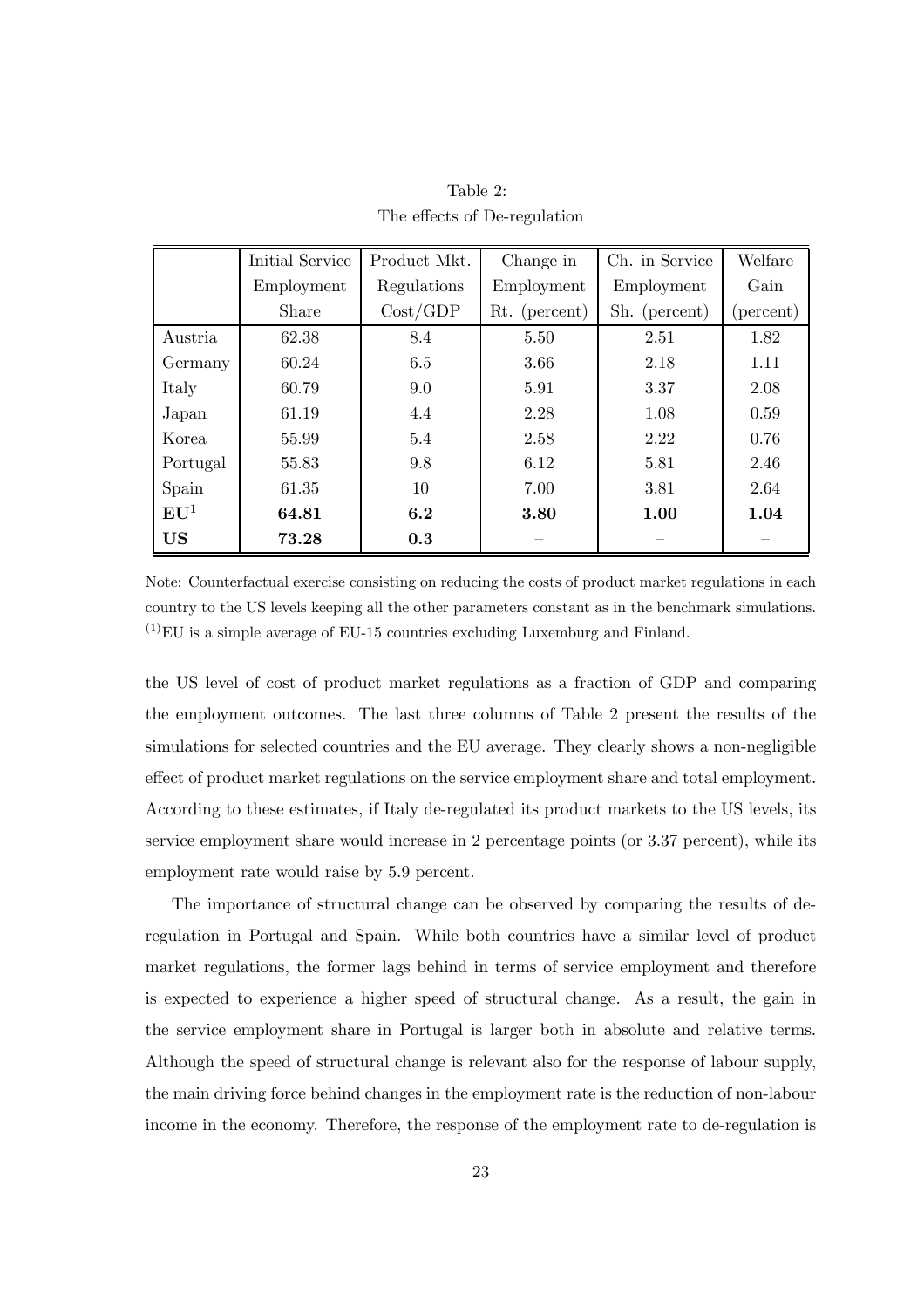Table 2:
The effects of De-regulation

| | Initial Service Employment Share | Product Mkt. Regulations Cost/GDP | Change in Employment Rt. (percent) | Ch. in Service Employment Sh. (percent) | Welfare Gain (percent) |
|---|---|---|---|---|---|
| Austria | 62.38 | 8.4 | 5.50 | 2.51 | 1.82 |
| Germany | 60.24 | 6.5 | 3.66 | 2.18 | 1.11 |
| Italy | 60.79 | 9.0 | 5.91 | 3.37 | 2.08 |
| Japan | 61.19 | 4.4 | 2.28 | 1.08 | 0.59 |
| Korea | 55.99 | 5.4 | 2.58 | 2.22 | 0.76 |
| Portugal | 55.83 | 9.8 | 6.12 | 5.81 | 2.46 |
| Spain | 61.35 | 10 | 7.00 | 3.81 | 2.64 |
| **EU**[1] | **64.81** | **6.2** | **3.80** | **1.00** | **1.04** |
| **US** | **73.28** | **0.3** | – | – | – |

Note: Counterfactual exercise consisting on reducing the costs of product market regulations in each country to the US levels keeping all the other parameters constant as in the benchmark simulations. [(1)]EU is a simple average of EU-15 countries excluding Luxemburg and Finland.

the US level of cost of product market regulations as a fraction of GDP and comparing the employment outcomes. The last three columns of Table 2 present the results of the simulations for selected countries and the EU average. They clearly shows a non-negligible effect of product market regulations on the service employment share and total employment. According to these estimates, if Italy de-regulated its product markets to the US levels, its service employment share would increase in 2 percentage points (or 3.37 percent), while its employment rate would raise by 5.9 percent.

The importance of structural change can be observed by comparing the results of de-regulation in Portugal and Spain. While both countries have a similar level of product market regulations, the former lags behind in terms of service employment and therefore is expected to experience a higher speed of structural change. As a result, the gain in the service employment share in Portugal is larger both in absolute and relative terms. Although the speed of structural change is relevant also for the response of labour supply, the main driving force behind changes in the employment rate is the reduction of non-labour income in the economy. Therefore, the response of the employment rate to de-regulation is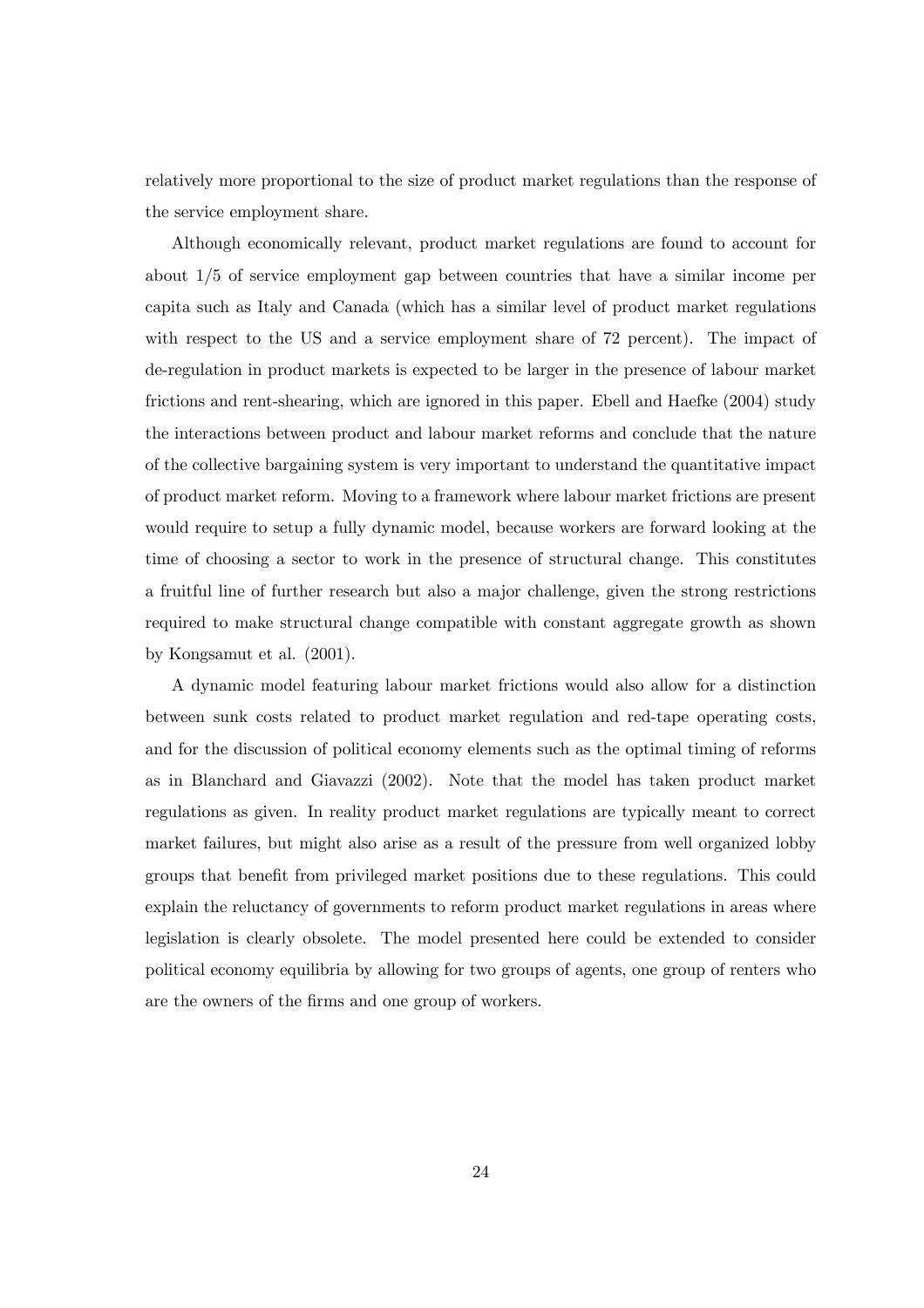relatively more proportional to the size of product market regulations than the response of the service employment share.

Although economically relevant, product market regulations are found to account for about 1/5 of service employment gap between countries that have a similar income per capita such as Italy and Canada (which has a similar level of product market regulations with respect to the US and a service employment share of 72 percent). The impact of de-regulation in product markets is expected to be larger in the presence of labour market frictions and rent-shearing, which are ignored in this paper. Ebell and Haefke (2004) study the interactions between product and labour market reforms and conclude that the nature of the collective bargaining system is very important to understand the quantitative impact of product market reform. Moving to a framework where labour market frictions are present would require to setup a fully dynamic model, because workers are forward looking at the time of choosing a sector to work in the presence of structural change. This constitutes a fruitful line of further research but also a major challenge, given the strong restrictions required to make structural change compatible with constant aggregate growth as shown by Kongsamut et al. (2001).

A dynamic model featuring labour market frictions would also allow for a distinction between sunk costs related to product market regulation and red-tape operating costs, and for the discussion of political economy elements such as the optimal timing of reforms as in Blanchard and Giavazzi (2002). Note that the model has taken product market regulations as given. In reality product market regulations are typically meant to correct market failures, but might also arise as a result of the pressure from well organized lobby groups that benefit from privileged market positions due to these regulations. This could explain the reluctancy of governments to reform product market regulations in areas where legislation is clearly obsolete. The model presented here could be extended to consider political economy equilibria by allowing for two groups of agents, one group of renters who are the owners of the firms and one group of workers.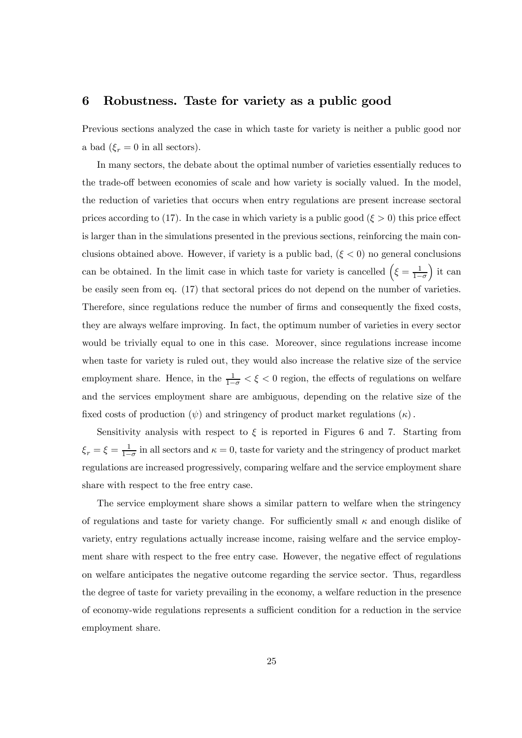## 6 Robustness. Taste for variety as a public good

Previous sections analyzed the case in which taste for variety is neither a public good nor a bad ($\xi_r = 0$ in all sectors).

In many sectors, the debate about the optimal number of varieties essentially reduces to the trade-off between economies of scale and how variety is socially valued. In the model, the reduction of varieties that occurs when entry regulations are present increase sectoral prices according to (17). In the case in which variety is a public good ($\xi > 0$) this price effect is larger than in the simulations presented in the previous sections, reinforcing the main conclusions obtained above. However, if variety is a public bad, ($\xi < 0$) no general conclusions can be obtained. In the limit case in which taste for variety is cancelled $\left(\xi = \frac{1}{1-\sigma}\right)$ it can be easily seen from eq. (17) that sectoral prices do not depend on the number of varieties. Therefore, since regulations reduce the number of firms and consequently the fixed costs, they are always welfare improving. In fact, the optimum number of varieties in every sector would be trivially equal to one in this case. Moreover, since regulations increase income when taste for variety is ruled out, they would also increase the relative size of the service employment share. Hence, in the $\frac{1}{1-\sigma} < \xi < 0$ region, the effects of regulations on welfare and the services employment share are ambiguous, depending on the relative size of the fixed costs of production ($\psi$) and stringency of product market regulations ($\kappa$).

Sensitivity analysis with respect to $\xi$ is reported in Figures 6 and 7. Starting from $\xi_r = \xi = \frac{1}{1-\sigma}$ in all sectors and $\kappa = 0$, taste for variety and the stringency of product market regulations are increased progressively, comparing welfare and the service employment share share with respect to the free entry case.

The service employment share shows a similar pattern to welfare when the stringency of regulations and taste for variety change. For sufficiently small $\kappa$ and enough dislike of variety, entry regulations actually increase income, raising welfare and the service employment share with respect to the free entry case. However, the negative effect of regulations on welfare anticipates the negative outcome regarding the service sector. Thus, regardless the degree of taste for variety prevailing in the economy, a welfare reduction in the presence of economy-wide regulations represents a sufficient condition for a reduction in the service employment share.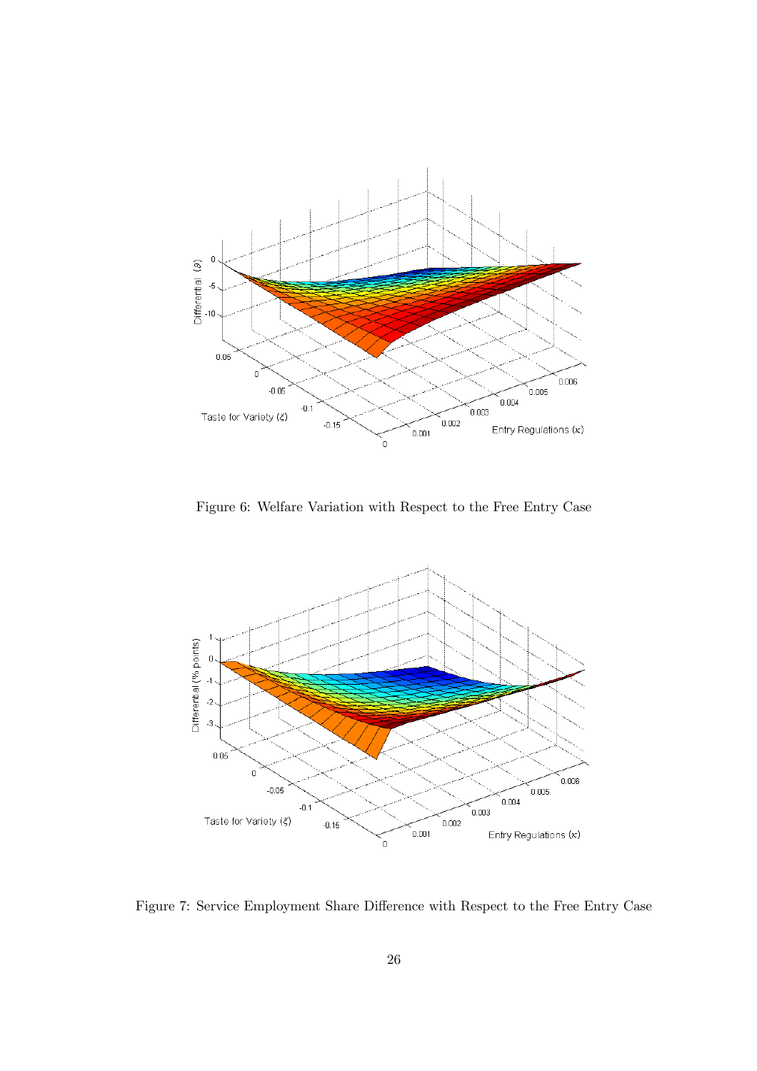Figure 6: Welfare Variation with Respect to the Free Entry Case

Figure 7: Service Employment Share Difference with Respect to the Free Entry Case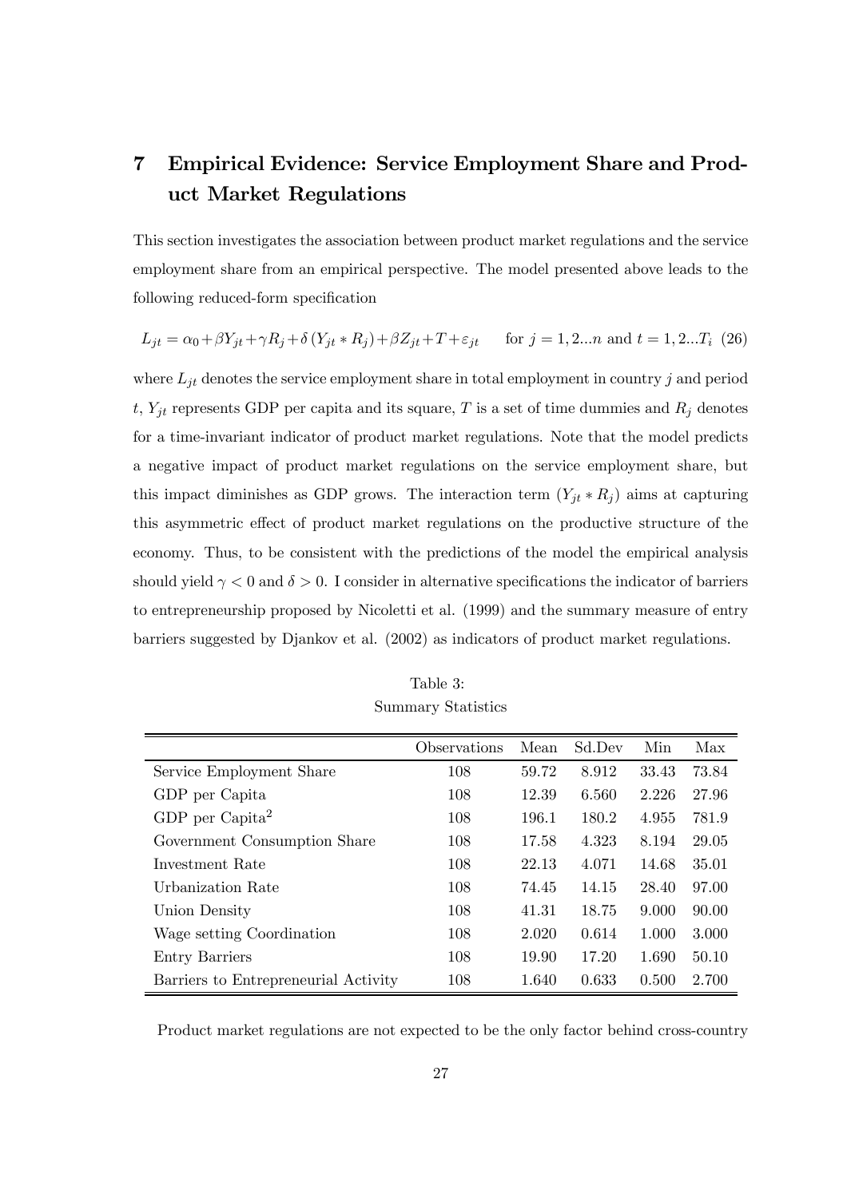# 7 Empirical Evidence: Service Employment Share and Product Market Regulations

This section investigates the association between product market regulations and the service employment share from an empirical perspective. The model presented above leads to the following reduced-form specification

$$L_{jt} = \alpha_0 + \beta Y_{jt} + \gamma R_j + \delta (Y_{jt} * R_j) + \beta Z_{jt} + T + \varepsilon_{jt} \qquad \text{for } j = 1, 2...n \text{ and } t = 1, 2...T_i \quad (26)$$

where $L_{jt}$ denotes the service employment share in total employment in country $j$ and period $t$, $Y_{jt}$ represents GDP per capita and its square, $T$ is a set of time dummies and $R_j$ denotes for a time-invariant indicator of product market regulations. Note that the model predicts a negative impact of product market regulations on the service employment share, but this impact diminishes as GDP grows. The interaction term $(Y_{jt} * R_j)$ aims at capturing this asymmetric effect of product market regulations on the productive structure of the economy. Thus, to be consistent with the predictions of the model the empirical analysis should yield $\gamma < 0$ and $\delta > 0$. I consider in alternative specifications the indicator of barriers to entrepreneurship proposed by Nicoletti et al. (1999) and the summary measure of entry barriers suggested by Djankov et al. (2002) as indicators of product market regulations.

Table 3:
Summary Statistics

| | Observations | Mean | Sd.Dev | Min | Max |
|---|---|---|---|---|---|
| Service Employment Share | 108 | 59.72 | 8.912 | 33.43 | 73.84 |
| GDP per Capita | 108 | 12.39 | 6.560 | 2.226 | 27.96 |
| GDP per Capita$^2$ | 108 | 196.1 | 180.2 | 4.955 | 781.9 |
| Government Consumption Share | 108 | 17.58 | 4.323 | 8.194 | 29.05 |
| Investment Rate | 108 | 22.13 | 4.071 | 14.68 | 35.01 |
| Urbanization Rate | 108 | 74.45 | 14.15 | 28.40 | 97.00 |
| Union Density | 108 | 41.31 | 18.75 | 9.000 | 90.00 |
| Wage setting Coordination | 108 | 2.020 | 0.614 | 1.000 | 3.000 |
| Entry Barriers | 108 | 19.90 | 17.20 | 1.690 | 50.10 |
| Barriers to Entrepreneurial Activity | 108 | 1.640 | 0.633 | 0.500 | 2.700 |

Product market regulations are not expected to be the only factor behind cross-country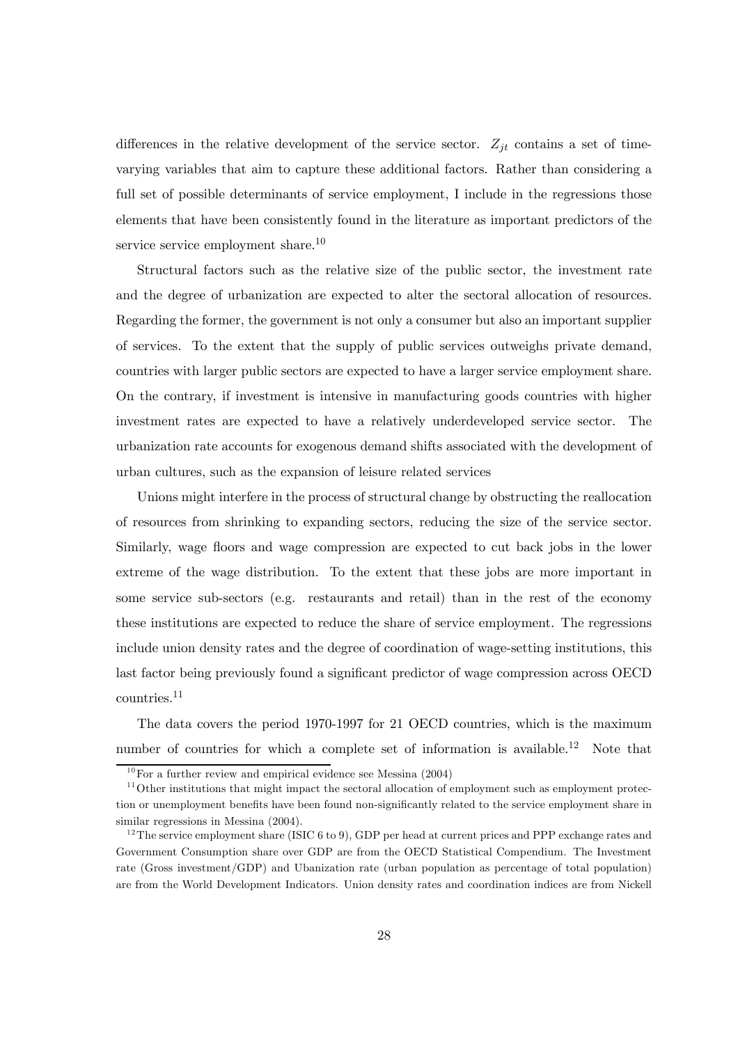differences in the relative development of the service sector. $Z_{jt}$ contains a set of time-varying variables that aim to capture these additional factors. Rather than considering a full set of possible determinants of service employment, I include in the regressions those elements that have been consistently found in the literature as important predictors of the service service employment share.[10]

Structural factors such as the relative size of the public sector, the investment rate and the degree of urbanization are expected to alter the sectoral allocation of resources. Regarding the former, the government is not only a consumer but also an important supplier of services. To the extent that the supply of public services outweighs private demand, countries with larger public sectors are expected to have a larger service employment share. On the contrary, if investment is intensive in manufacturing goods countries with higher investment rates are expected to have a relatively underdeveloped service sector. The urbanization rate accounts for exogenous demand shifts associated with the development of urban cultures, such as the expansion of leisure related services

Unions might interfere in the process of structural change by obstructing the reallocation of resources from shrinking to expanding sectors, reducing the size of the service sector. Similarly, wage floors and wage compression are expected to cut back jobs in the lower extreme of the wage distribution. To the extent that these jobs are more important in some service sub-sectors (e.g. restaurants and retail) than in the rest of the economy these institutions are expected to reduce the share of service employment. The regressions include union density rates and the degree of coordination of wage-setting institutions, this last factor being previously found a significant predictor of wage compression across OECD countries.[11]

The data covers the period 1970-1997 for 21 OECD countries, which is the maximum number of countries for which a complete set of information is available.[12] Note that

[10] For a further review and empirical evidence see Messina (2004)

[11] Other institutions that might impact the sectoral allocation of employment such as employment protection or unemployment benefits have been found non-significantly related to the service employment share in similar regressions in Messina (2004).

[12] The service employment share (ISIC 6 to 9), GDP per head at current prices and PPP exchange rates and Government Consumption share over GDP are from the OECD Statistical Compendium. The Investment rate (Gross investment/GDP) and Ubanization rate (urban population as percentage of total population) are from the World Development Indicators. Union density rates and coordination indices are from Nickell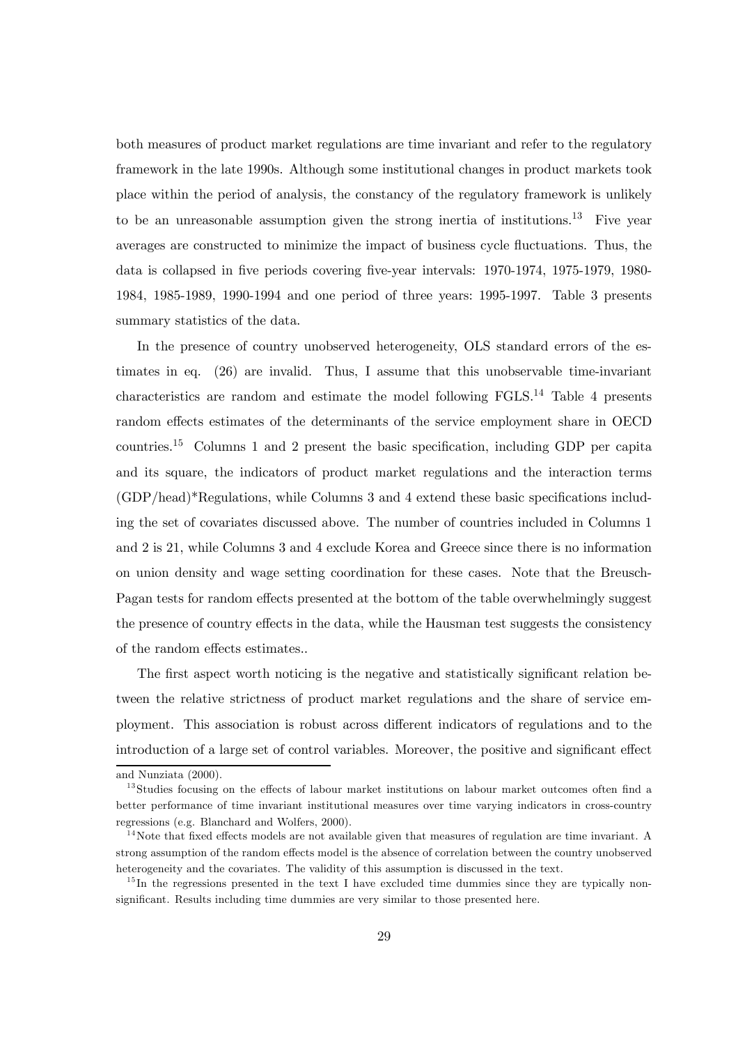both measures of product market regulations are time invariant and refer to the regulatory framework in the late 1990s. Although some institutional changes in product markets took place within the period of analysis, the constancy of the regulatory framework is unlikely to be an unreasonable assumption given the strong inertia of institutions.[13] Five year averages are constructed to minimize the impact of business cycle fluctuations. Thus, the data is collapsed in five periods covering five-year intervals: 1970-1974, 1975-1979, 1980-1984, 1985-1989, 1990-1994 and one period of three years: 1995-1997. Table 3 presents summary statistics of the data.

In the presence of country unobserved heterogeneity, OLS standard errors of the estimates in eq. (26) are invalid. Thus, I assume that this unobservable time-invariant characteristics are random and estimate the model following FGLS.[14] Table 4 presents random effects estimates of the determinants of the service employment share in OECD countries.[15] Columns 1 and 2 present the basic specification, including GDP per capita and its square, the indicators of product market regulations and the interaction terms (GDP/head)*Regulations, while Columns 3 and 4 extend these basic specifications including the set of covariates discussed above. The number of countries included in Columns 1 and 2 is 21, while Columns 3 and 4 exclude Korea and Greece since there is no information on union density and wage setting coordination for these cases. Note that the Breusch-Pagan tests for random effects presented at the bottom of the table overwhelmingly suggest the presence of country effects in the data, while the Hausman test suggests the consistency of the random effects estimates..

The first aspect worth noticing is the negative and statistically significant relation between the relative strictness of product market regulations and the share of service employment. This association is robust across different indicators of regulations and to the introduction of a large set of control variables. Moreover, the positive and significant effect

---

and Nunziata (2000).

[13] Studies focusing on the effects of labour market institutions on labour market outcomes often find a better performance of time invariant institutional measures over time varying indicators in cross-country regressions (e.g. Blanchard and Wolfers, 2000).

[14] Note that fixed effects models are not available given that measures of regulation are time invariant. A strong assumption of the random effects model is the absence of correlation between the country unobserved heterogeneity and the covariates. The validity of this assumption is discussed in the text.

[15] In the regressions presented in the text I have excluded time dummies since they are typically non-significant. Results including time dummies are very similar to those presented here.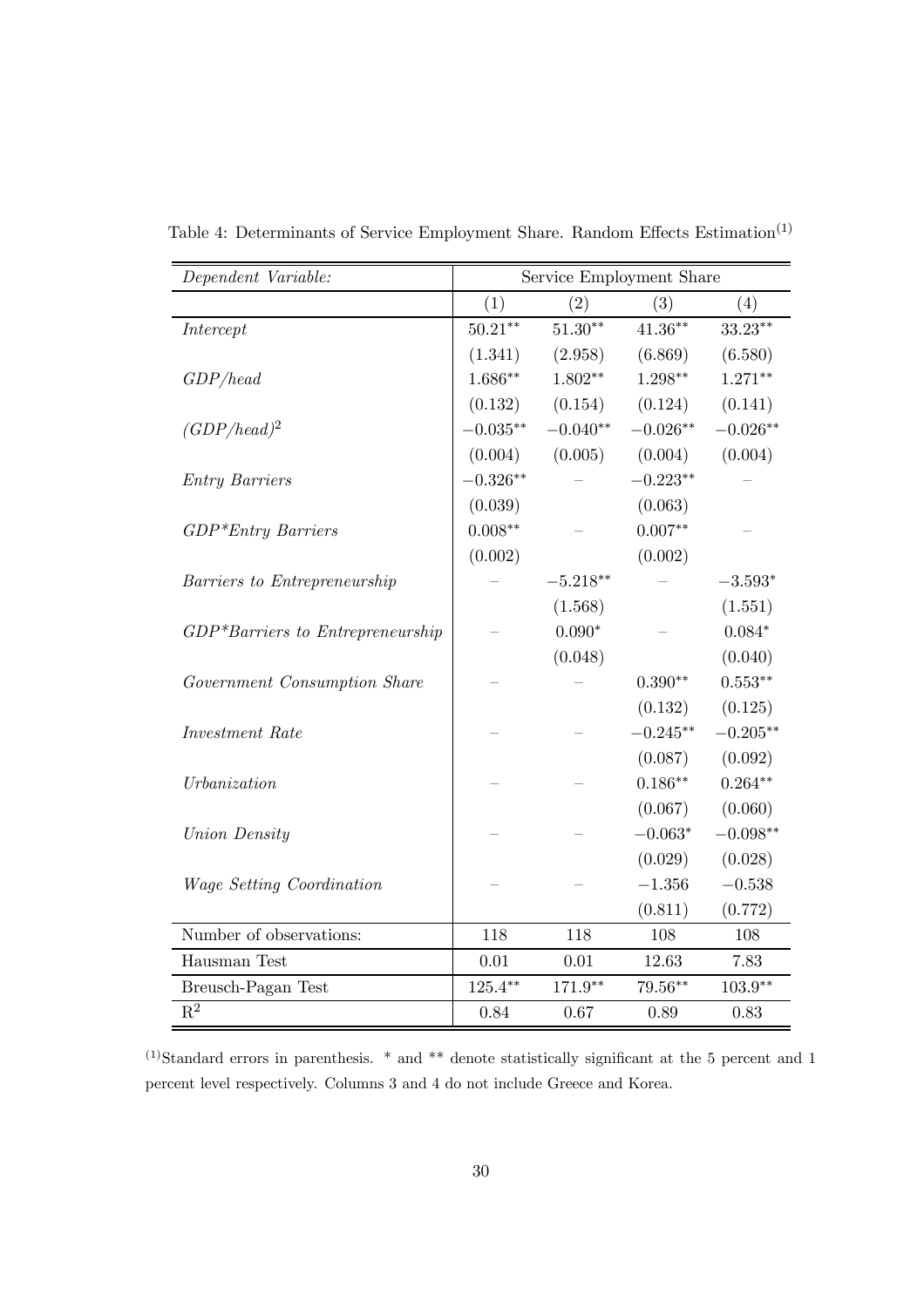Table 4: Determinants of Service Employment Share. Random Effects Estimation[(1)]

| *Dependent Variable:* | Service Employment Share | | | |
|---|---|---|---|---|
| | (1) | (2) | (3) | (4) |
| *Intercept* | $50.21^{**}$ | $51.30^{**}$ | $41.36^{**}$ | $33.23^{**}$ |
| | (1.341) | (2.958) | (6.869) | (6.580) |
| *GDP/head* | $1.686^{**}$ | $1.802^{**}$ | $1.298^{**}$ | $1.271^{**}$ |
| | (0.132) | (0.154) | (0.124) | (0.141) |
| *(GDP/head)*$^2$ | $-0.035^{**}$ | $-0.040^{**}$ | $-0.026^{**}$ | $-0.026^{**}$ |
| | (0.004) | (0.005) | (0.004) | (0.004) |
| *Entry Barriers* | $-0.326^{**}$ | – | $-0.223^{**}$ | – |
| | (0.039) | | (0.063) | |
| *GDP*Entry Barriers* | $0.008^{**}$ | – | $0.007^{**}$ | – |
| | (0.002) | | (0.002) | |
| *Barriers to Entrepreneurship* | – | $-5.218^{**}$ | – | $-3.593^{*}$ |
| | | (1.568) | | (1.551) |
| *GDP*Barriers to Entrepreneurship* | – | $0.090^{*}$ | – | $0.084^{*}$ |
| | | (0.048) | | (0.040) |
| *Government Consumption Share* | – | – | $0.390^{**}$ | $0.553^{**}$ |
| | | | (0.132) | (0.125) |
| *Investment Rate* | – | – | $-0.245^{**}$ | $-0.205^{**}$ |
| | | | (0.087) | (0.092) |
| *Urbanization* | – | – | $0.186^{**}$ | $0.264^{**}$ |
| | | | (0.067) | (0.060) |
| *Union Density* | – | – | $-0.063^{*}$ | $-0.098^{**}$ |
| | | | (0.029) | (0.028) |
| *Wage Setting Coordination* | – | – | $-1.356$ | $-0.538$ |
| | | | (0.811) | (0.772) |
| Number of observations: | 118 | 118 | 108 | 108 |
| Hausman Test | 0.01 | 0.01 | 12.63 | 7.83 |
| Breusch-Pagan Test | $125.4^{**}$ | $171.9^{**}$ | $79.56^{**}$ | $103.9^{**}$ |
| $R^2$ | 0.84 | 0.67 | 0.89 | 0.83 |

[(1)]Standard errors in parenthesis. * and ** denote statistically significant at the 5 percent and 1 percent level respectively. Columns 3 and 4 do not include Greece and Korea.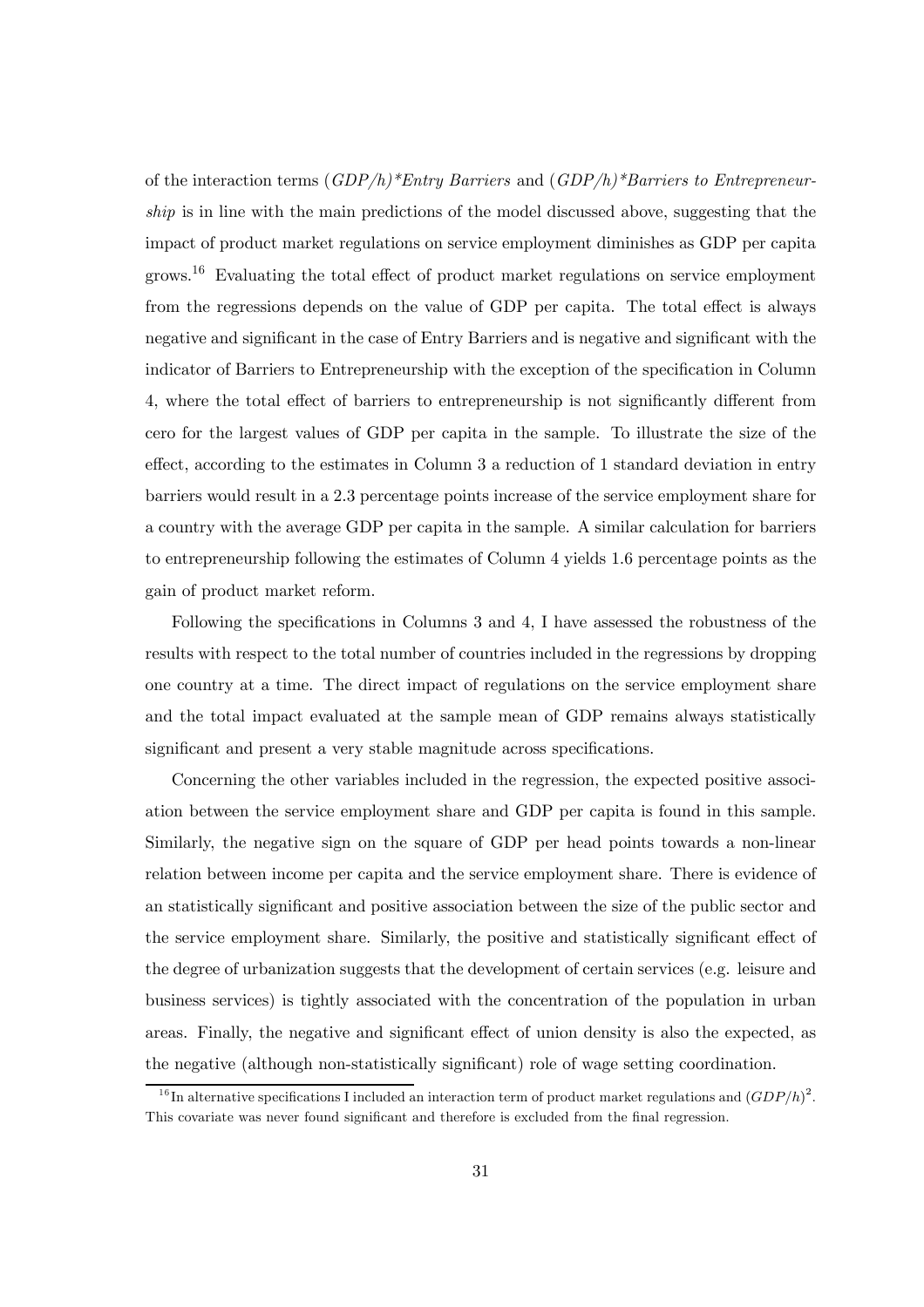of the interaction terms *(GDP/h)*Entry Barriers* and *(GDP/h)*Barriers to Entrepreneurship* is in line with the main predictions of the model discussed above, suggesting that the impact of product market regulations on service employment diminishes as GDP per capita grows.[16] Evaluating the total effect of product market regulations on service employment from the regressions depends on the value of GDP per capita. The total effect is always negative and significant in the case of Entry Barriers and is negative and significant with the indicator of Barriers to Entrepreneurship with the exception of the specification in Column 4, where the total effect of barriers to entrepreneurship is not significantly different from cero for the largest values of GDP per capita in the sample. To illustrate the size of the effect, according to the estimates in Column 3 a reduction of 1 standard deviation in entry barriers would result in a 2.3 percentage points increase of the service employment share for a country with the average GDP per capita in the sample. A similar calculation for barriers to entrepreneurship following the estimates of Column 4 yields 1.6 percentage points as the gain of product market reform.

Following the specifications in Columns 3 and 4, I have assessed the robustness of the results with respect to the total number of countries included in the regressions by dropping one country at a time. The direct impact of regulations on the service employment share and the total impact evaluated at the sample mean of GDP remains always statistically significant and present a very stable magnitude across specifications.

Concerning the other variables included in the regression, the expected positive association between the service employment share and GDP per capita is found in this sample. Similarly, the negative sign on the square of GDP per head points towards a non-linear relation between income per capita and the service employment share. There is evidence of an statistically significant and positive association between the size of the public sector and the service employment share. Similarly, the positive and statistically significant effect of the degree of urbanization suggests that the development of certain services (e.g. leisure and business services) is tightly associated with the concentration of the population in urban areas. Finally, the negative and significant effect of union density is also the expected, as the negative (although non-statistically significant) role of wage setting coordination.

[16] In alternative specifications I included an interaction term of product market regulations and $(GDP/h)^2$. This covariate was never found significant and therefore is excluded from the final regression.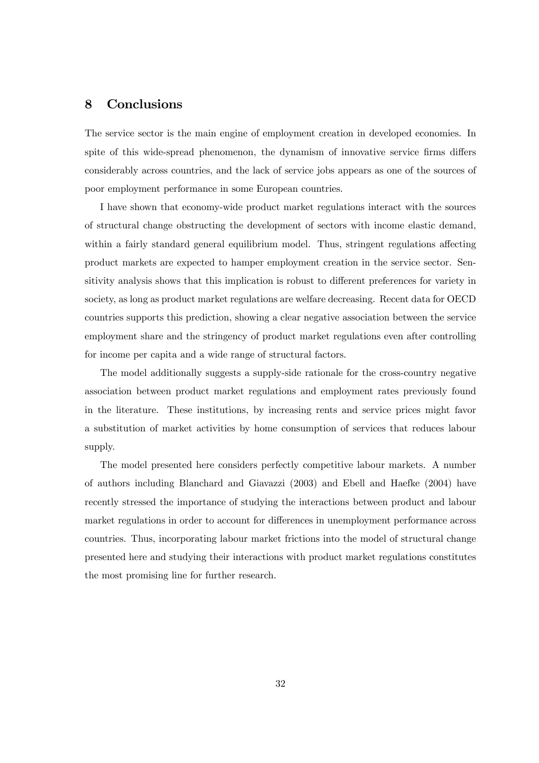## 8 Conclusions

The service sector is the main engine of employment creation in developed economies. In spite of this wide-spread phenomenon, the dynamism of innovative service firms differs considerably across countries, and the lack of service jobs appears as one of the sources of poor employment performance in some European countries.

I have shown that economy-wide product market regulations interact with the sources of structural change obstructing the development of sectors with income elastic demand, within a fairly standard general equilibrium model. Thus, stringent regulations affecting product markets are expected to hamper employment creation in the service sector. Sensitivity analysis shows that this implication is robust to different preferences for variety in society, as long as product market regulations are welfare decreasing. Recent data for OECD countries supports this prediction, showing a clear negative association between the service employment share and the stringency of product market regulations even after controlling for income per capita and a wide range of structural factors.

The model additionally suggests a supply-side rationale for the cross-country negative association between product market regulations and employment rates previously found in the literature. These institutions, by increasing rents and service prices might favor a substitution of market activities by home consumption of services that reduces labour supply.

The model presented here considers perfectly competitive labour markets. A number of authors including Blanchard and Giavazzi (2003) and Ebell and Haefke (2004) have recently stressed the importance of studying the interactions between product and labour market regulations in order to account for differences in unemployment performance across countries. Thus, incorporating labour market frictions into the model of structural change presented here and studying their interactions with product market regulations constitutes the most promising line for further research.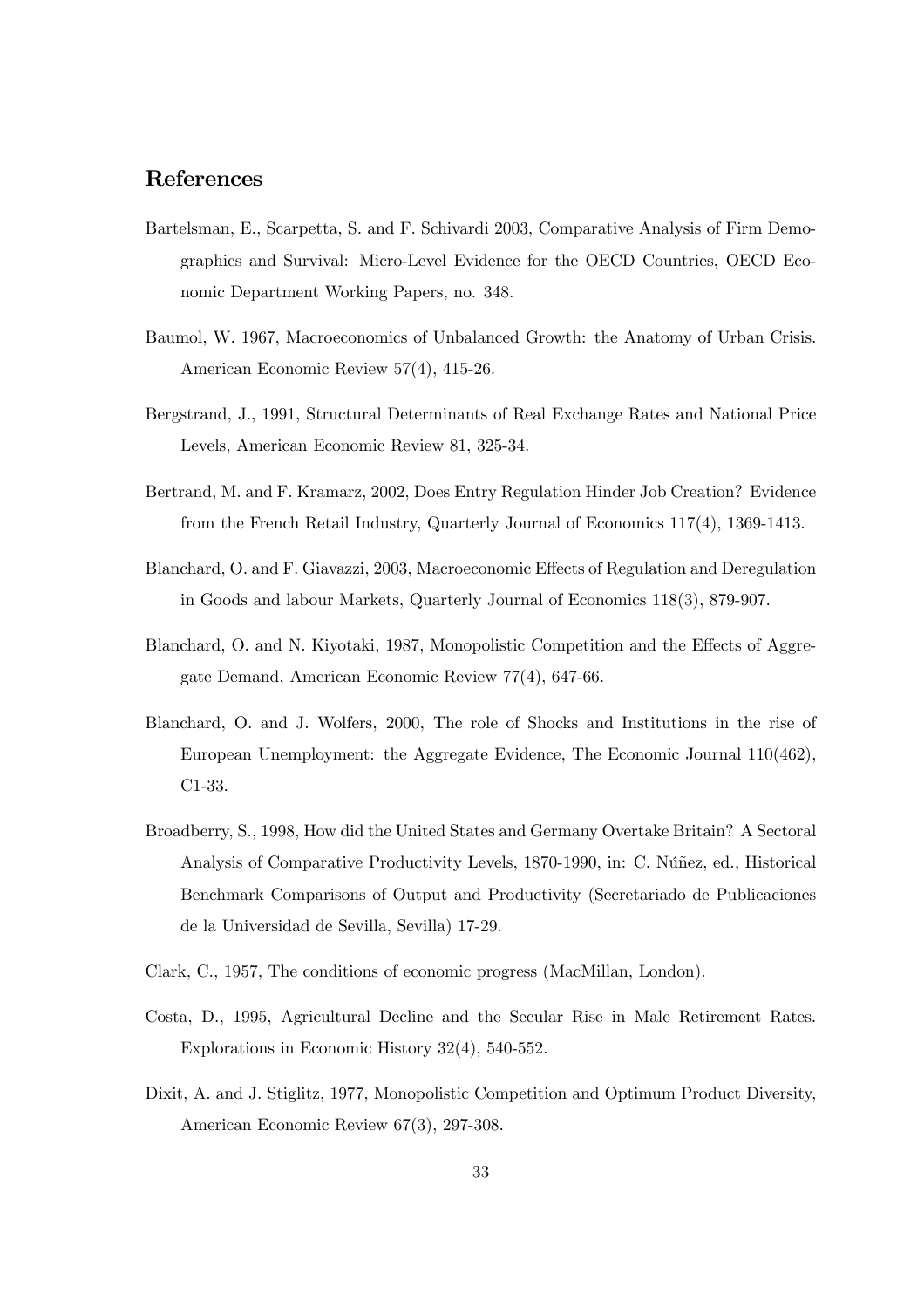## References

Bartelsman, E., Scarpetta, S. and F. Schivardi 2003, Comparative Analysis of Firm Demographics and Survival: Micro-Level Evidence for the OECD Countries, OECD Economic Department Working Papers, no. 348.

Baumol, W. 1967, Macroeconomics of Unbalanced Growth: the Anatomy of Urban Crisis. American Economic Review 57(4), 415-26.

Bergstrand, J., 1991, Structural Determinants of Real Exchange Rates and National Price Levels, American Economic Review 81, 325-34.

Bertrand, M. and F. Kramarz, 2002, Does Entry Regulation Hinder Job Creation? Evidence from the French Retail Industry, Quarterly Journal of Economics 117(4), 1369-1413.

Blanchard, O. and F. Giavazzi, 2003, Macroeconomic Effects of Regulation and Deregulation in Goods and labour Markets, Quarterly Journal of Economics 118(3), 879-907.

Blanchard, O. and N. Kiyotaki, 1987, Monopolistic Competition and the Effects of Aggregate Demand, American Economic Review 77(4), 647-66.

Blanchard, O. and J. Wolfers, 2000, The role of Shocks and Institutions in the rise of European Unemployment: the Aggregate Evidence, The Economic Journal 110(462), C1-33.

Broadberry, S., 1998, How did the United States and Germany Overtake Britain? A Sectoral Analysis of Comparative Productivity Levels, 1870-1990, in: C. Núñez, ed., Historical Benchmark Comparisons of Output and Productivity (Secretariado de Publicaciones de la Universidad de Sevilla, Sevilla) 17-29.

Clark, C., 1957, The conditions of economic progress (MacMillan, London).

Costa, D., 1995, Agricultural Decline and the Secular Rise in Male Retirement Rates. Explorations in Economic History 32(4), 540-552.

Dixit, A. and J. Stiglitz, 1977, Monopolistic Competition and Optimum Product Diversity, American Economic Review 67(3), 297-308.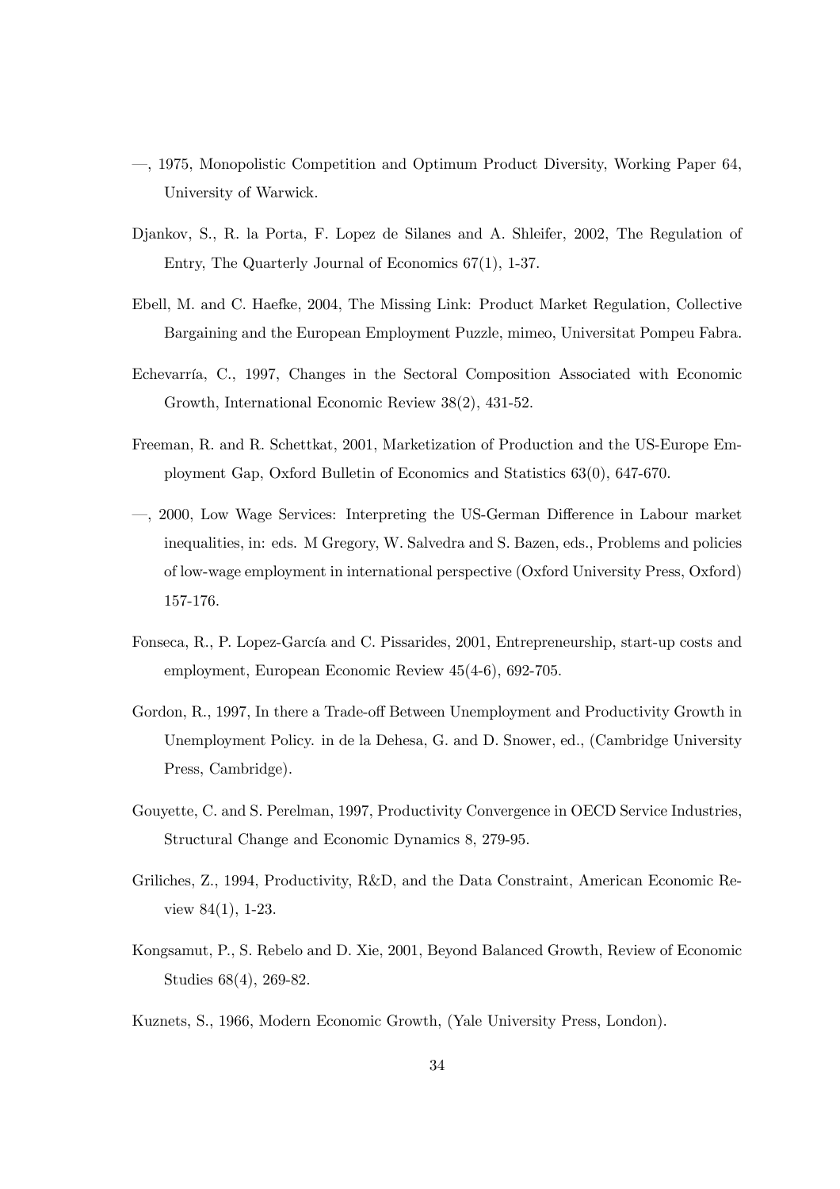—, 1975, Monopolistic Competition and Optimum Product Diversity, Working Paper 64, University of Warwick.

Djankov, S., R. la Porta, F. Lopez de Silanes and A. Shleifer, 2002, The Regulation of Entry, The Quarterly Journal of Economics 67(1), 1-37.

Ebell, M. and C. Haefke, 2004, The Missing Link: Product Market Regulation, Collective Bargaining and the European Employment Puzzle, mimeo, Universitat Pompeu Fabra.

Echevarría, C., 1997, Changes in the Sectoral Composition Associated with Economic Growth, International Economic Review 38(2), 431-52.

Freeman, R. and R. Schettkat, 2001, Marketization of Production and the US-Europe Employment Gap, Oxford Bulletin of Economics and Statistics 63(0), 647-670.

—, 2000, Low Wage Services: Interpreting the US-German Difference in Labour market inequalities, in: eds. M Gregory, W. Salvedra and S. Bazen, eds., Problems and policies of low-wage employment in international perspective (Oxford University Press, Oxford) 157-176.

Fonseca, R., P. Lopez-García and C. Pissarides, 2001, Entrepreneurship, start-up costs and employment, European Economic Review 45(4-6), 692-705.

Gordon, R., 1997, In there a Trade-off Between Unemployment and Productivity Growth in Unemployment Policy. in de la Dehesa, G. and D. Snower, ed., (Cambridge University Press, Cambridge).

Gouyette, C. and S. Perelman, 1997, Productivity Convergence in OECD Service Industries, Structural Change and Economic Dynamics 8, 279-95.

Griliches, Z., 1994, Productivity, R&D, and the Data Constraint, American Economic Review 84(1), 1-23.

Kongsamut, P., S. Rebelo and D. Xie, 2001, Beyond Balanced Growth, Review of Economic Studies 68(4), 269-82.

Kuznets, S., 1966, Modern Economic Growth, (Yale University Press, London).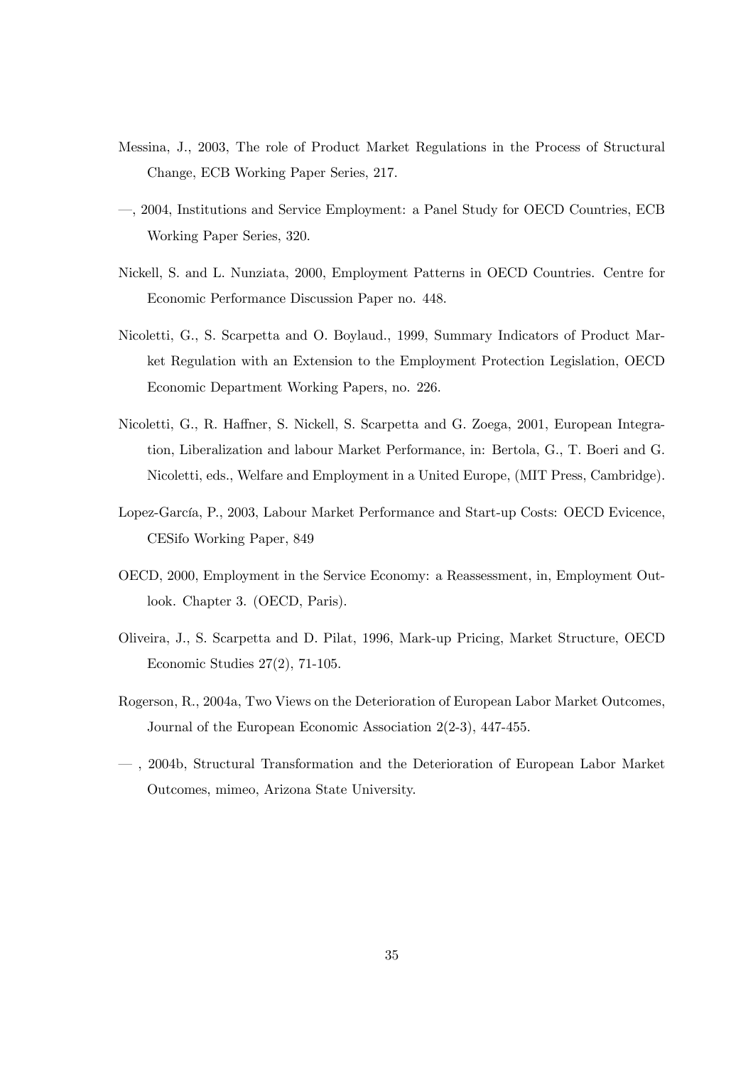Messina, J., 2003, The role of Product Market Regulations in the Process of Structural Change, ECB Working Paper Series, 217.

—, 2004, Institutions and Service Employment: a Panel Study for OECD Countries, ECB Working Paper Series, 320.

Nickell, S. and L. Nunziata, 2000, Employment Patterns in OECD Countries. Centre for Economic Performance Discussion Paper no. 448.

Nicoletti, G., S. Scarpetta and O. Boylaud., 1999, Summary Indicators of Product Market Regulation with an Extension to the Employment Protection Legislation, OECD Economic Department Working Papers, no. 226.

Nicoletti, G., R. Haffner, S. Nickell, S. Scarpetta and G. Zoega, 2001, European Integration, Liberalization and labour Market Performance, in: Bertola, G., T. Boeri and G. Nicoletti, eds., Welfare and Employment in a United Europe, (MIT Press, Cambridge).

Lopez-García, P., 2003, Labour Market Performance and Start-up Costs: OECD Evicence, CESifo Working Paper, 849

OECD, 2000, Employment in the Service Economy: a Reassessment, in, Employment Outlook. Chapter 3. (OECD, Paris).

Oliveira, J., S. Scarpetta and D. Pilat, 1996, Mark-up Pricing, Market Structure, OECD Economic Studies 27(2), 71-105.

Rogerson, R., 2004a, Two Views on the Deterioration of European Labor Market Outcomes, Journal of the European Economic Association 2(2-3), 447-455.

— , 2004b, Structural Transformation and the Deterioration of European Labor Market Outcomes, mimeo, Arizona State University.